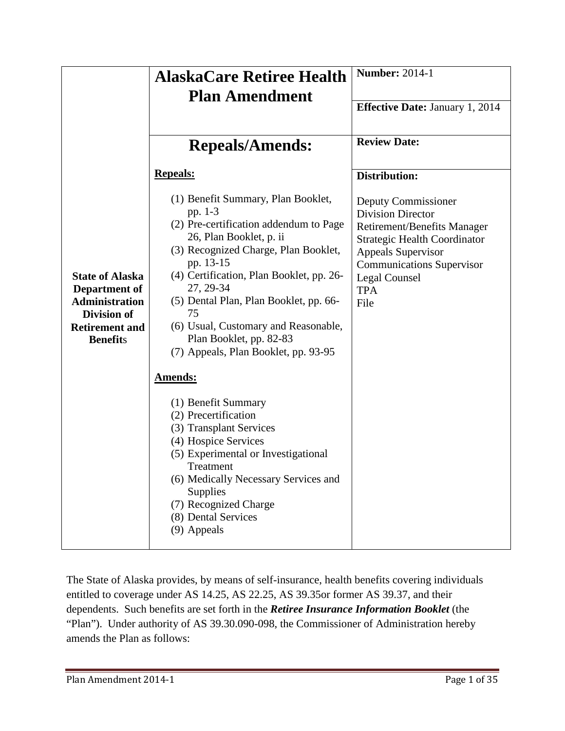| State of Alaska Department of Administration Division of Retirement and Benefits | **AlaskaCare Retiree Health Plan Amendment** | **Number:** 2014-1<br><br>**Effective Date:** January 1, 2014 |
|---|---|---|
| | **Repeals/Amends:**<br><br>**Repeals:**<br>(1) Benefit Summary, Plan Booklet, pp. 1-3<br>(2) Pre-certification addendum to Page 26, Plan Booklet, p. ii<br>(3) Recognized Charge, Plan Booklet, pp. 13-15<br>(4) Certification, Plan Booklet, pp. 26-27, 29-34<br>(5) Dental Plan, Plan Booklet, pp. 66-75<br>(6) Usual, Customary and Reasonable, Plan Booklet, pp. 82-83<br>(7) Appeals, Plan Booklet, pp. 93-95<br><br>**Amends:**<br>(1) Benefit Summary<br>(2) Precertification<br>(3) Transplant Services<br>(4) Hospice Services<br>(5) Experimental or Investigational Treatment<br>(6) Medically Necessary Services and Supplies<br>(7) Recognized Charge<br>(8) Dental Services<br>(9) Appeals | **Review Date:**<br><br>**Distribution:**<br>Deputy Commissioner<br>Division Director<br>Retirement/Benefits Manager<br>Strategic Health Coordinator<br>Appeals Supervisor<br>Communications Supervisor<br>Legal Counsel<br>TPA<br>File |

The State of Alaska provides, by means of self-insurance, health benefits covering individuals entitled to coverage under AS 14.25, AS 22.25, AS 39.35or former AS 39.37, and their dependents. Such benefits are set forth in the ***Retiree Insurance Information Booklet*** (the "Plan"). Under authority of AS 39.30.090-098, the Commissioner of Administration hereby amends the Plan as follows: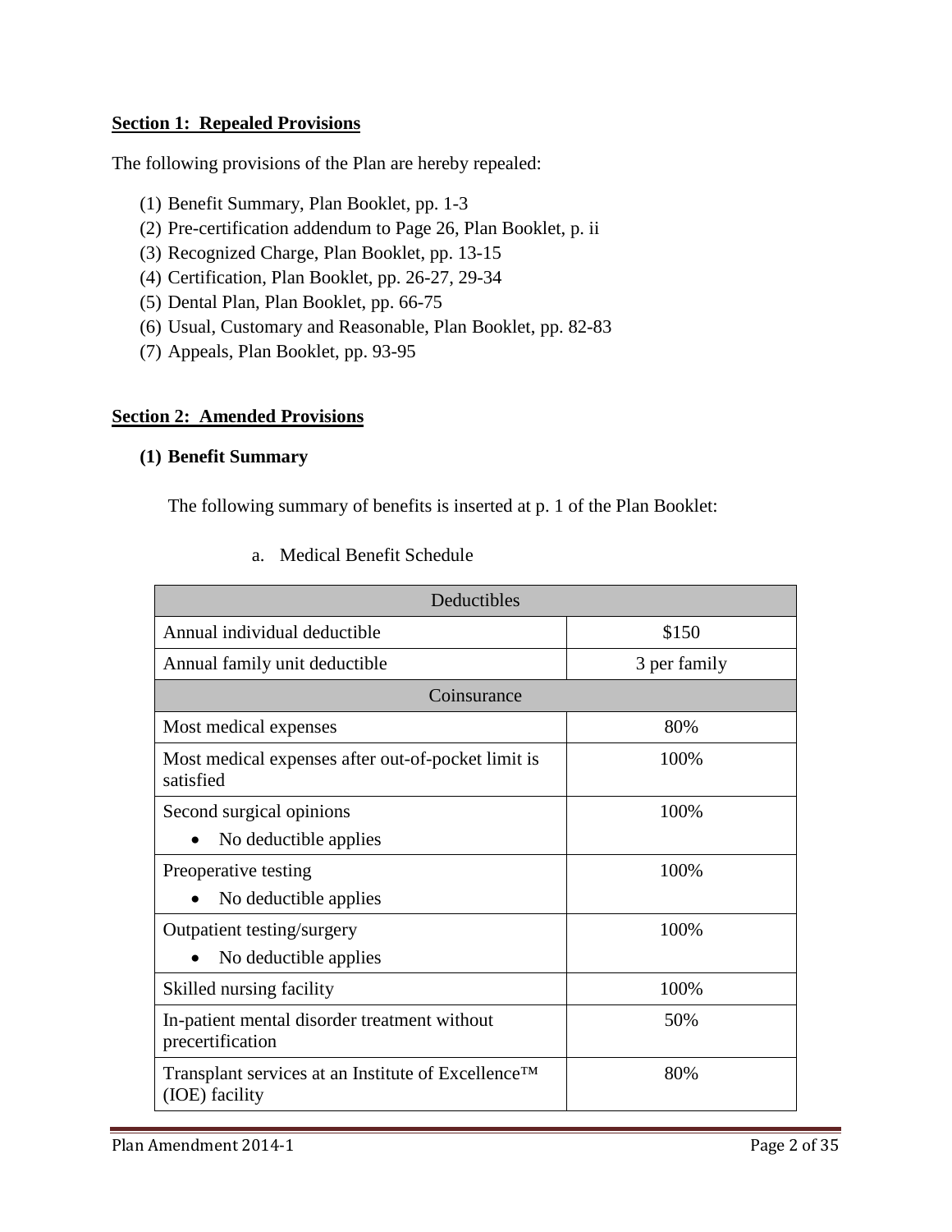**Section 1: Repealed Provisions**

The following provisions of the Plan are hereby repealed:

(1) Benefit Summary, Plan Booklet, pp. 1-3
(2) Pre-certification addendum to Page 26, Plan Booklet, p. ii
(3) Recognized Charge, Plan Booklet, pp. 13-15
(4) Certification, Plan Booklet, pp. 26-27, 29-34
(5) Dental Plan, Plan Booklet, pp. 66-75
(6) Usual, Customary and Reasonable, Plan Booklet, pp. 82-83
(7) Appeals, Plan Booklet, pp. 93-95

**Section 2: Amended Provisions**

**(1) Benefit Summary**

The following summary of benefits is inserted at p. 1 of the Plan Booklet:

a. Medical Benefit Schedule

| Deductibles | |
|---|---|
| Annual individual deductible | $150 |
| Annual family unit deductible | 3 per family |
| **Coinsurance** | |
| Most medical expenses | 80% |
| Most medical expenses after out-of-pocket limit is satisfied | 100% |
| Second surgical opinions<br>• No deductible applies | 100% |
| Preoperative testing<br>• No deductible applies | 100% |
| Outpatient testing/surgery<br>• No deductible applies | 100% |
| Skilled nursing facility | 100% |
| In-patient mental disorder treatment without precertification | 50% |
| Transplant services at an Institute of Excellence™ (IOE) facility | 80% |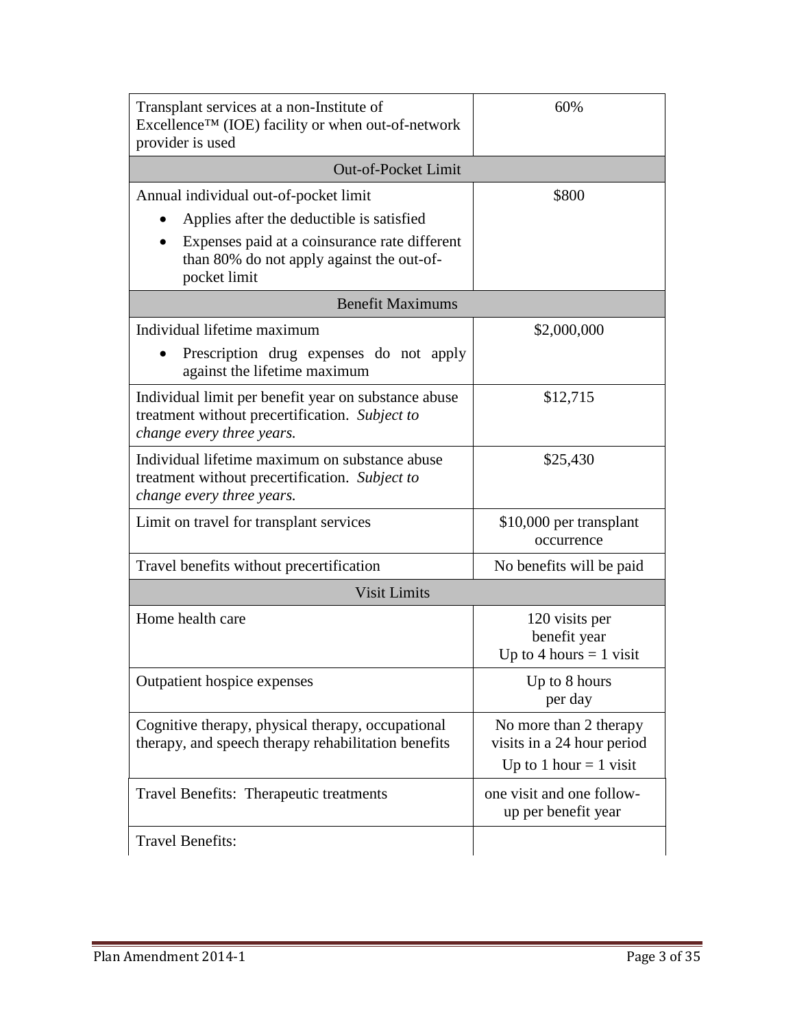| | |
|---|---|
| Transplant services at a non-Institute of Excellence™ (IOE) facility or when out-of-network provider is used | 60% |
| **Out-of-Pocket Limit** | |
| Annual individual out-of-pocket limit<br>• Applies after the deductible is satisfied<br>• Expenses paid at a coinsurance rate different than 80% do not apply against the out-of-pocket limit | $800 |
| **Benefit Maximums** | |
| Individual lifetime maximum<br>• Prescription drug expenses do not apply against the lifetime maximum | $2,000,000 |
| Individual limit per benefit year on substance abuse treatment without precertification. *Subject to change every three years.* | $12,715 |
| Individual lifetime maximum on substance abuse treatment without precertification. *Subject to change every three years.* | $25,430 |
| Limit on travel for transplant services | $10,000 per transplant occurrence |
| Travel benefits without precertification | No benefits will be paid |
| **Visit Limits** | |
| Home health care | 120 visits per benefit year<br>Up to 4 hours = 1 visit |
| Outpatient hospice expenses | Up to 8 hours per day |
| Cognitive therapy, physical therapy, occupational therapy, and speech therapy rehabilitation benefits | No more than 2 therapy visits in a 24 hour period<br>Up to 1 hour = 1 visit |
| Travel Benefits: Therapeutic treatments | one visit and one follow-up per benefit year |
| Travel Benefits: | |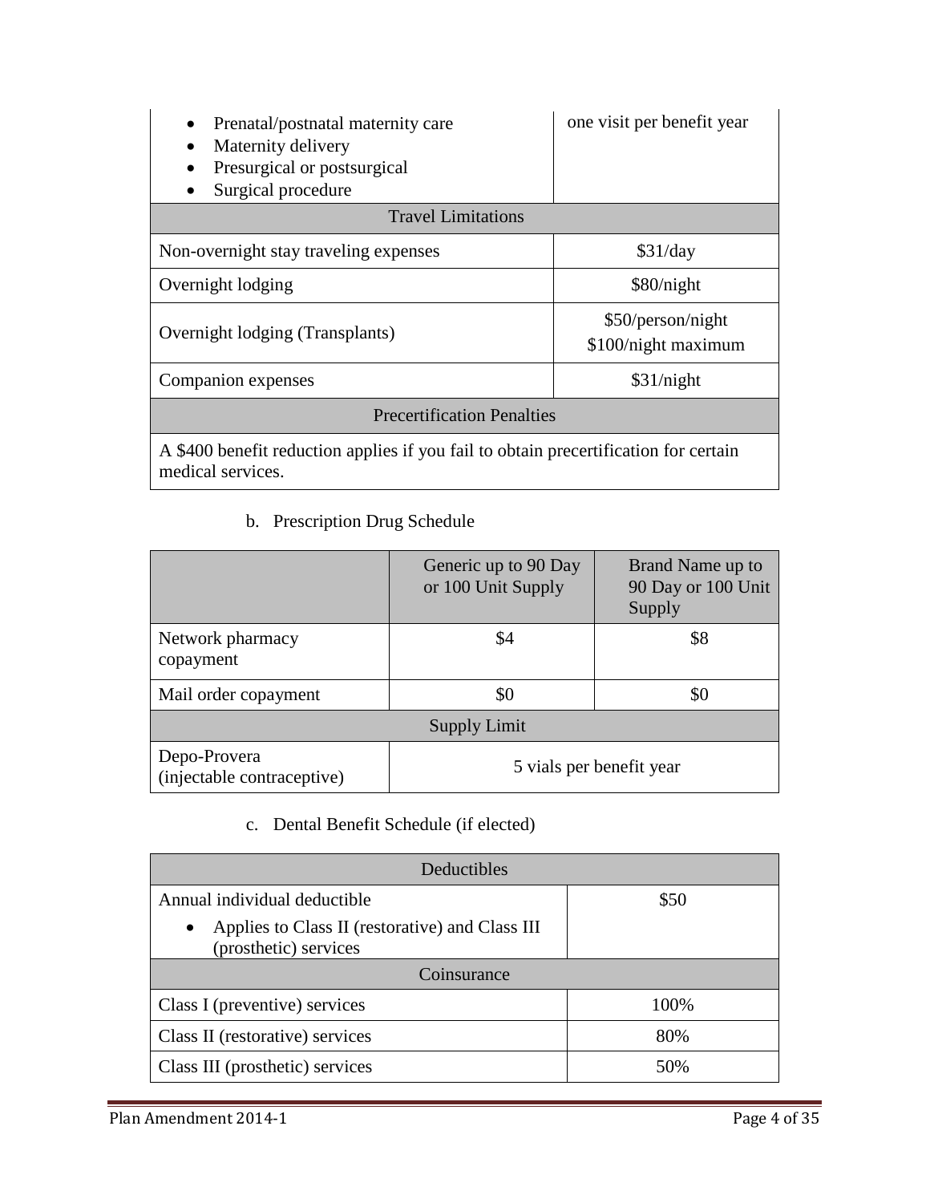| | |
|---|---|
| • Prenatal/postnatal maternity care<br>• Maternity delivery<br>• Presurgical or postsurgical<br>• Surgical procedure | one visit per benefit year |
| **Travel Limitations** | |
| Non-overnight stay traveling expenses | $31/day |
| Overnight lodging | $80/night |
| Overnight lodging (Transplants) | $50/person/night<br>$100/night maximum |
| Companion expenses | $31/night |
| **Precertification Penalties** | |
| A $400 benefit reduction applies if you fail to obtain precertification for certain medical services. | |

b. Prescription Drug Schedule

| | Generic up to 90 Day or 100 Unit Supply | Brand Name up to 90 Day or 100 Unit Supply |
|---|---|---|
| Network pharmacy copayment | $4 | $8 |
| Mail order copayment | $0 | $0 |
| **Supply Limit** | | |
| Depo-Provera (injectable contraceptive) | 5 vials per benefit year | |

c. Dental Benefit Schedule (if elected)

| Deductibles | |
|---|---|
| Annual individual deductible<br>• Applies to Class II (restorative) and Class III (prosthetic) services | $50 |
| **Coinsurance** | |
| Class I (preventive) services | 100% |
| Class II (restorative) services | 80% |
| Class III (prosthetic) services | 50% |

Plan Amendment 2014-1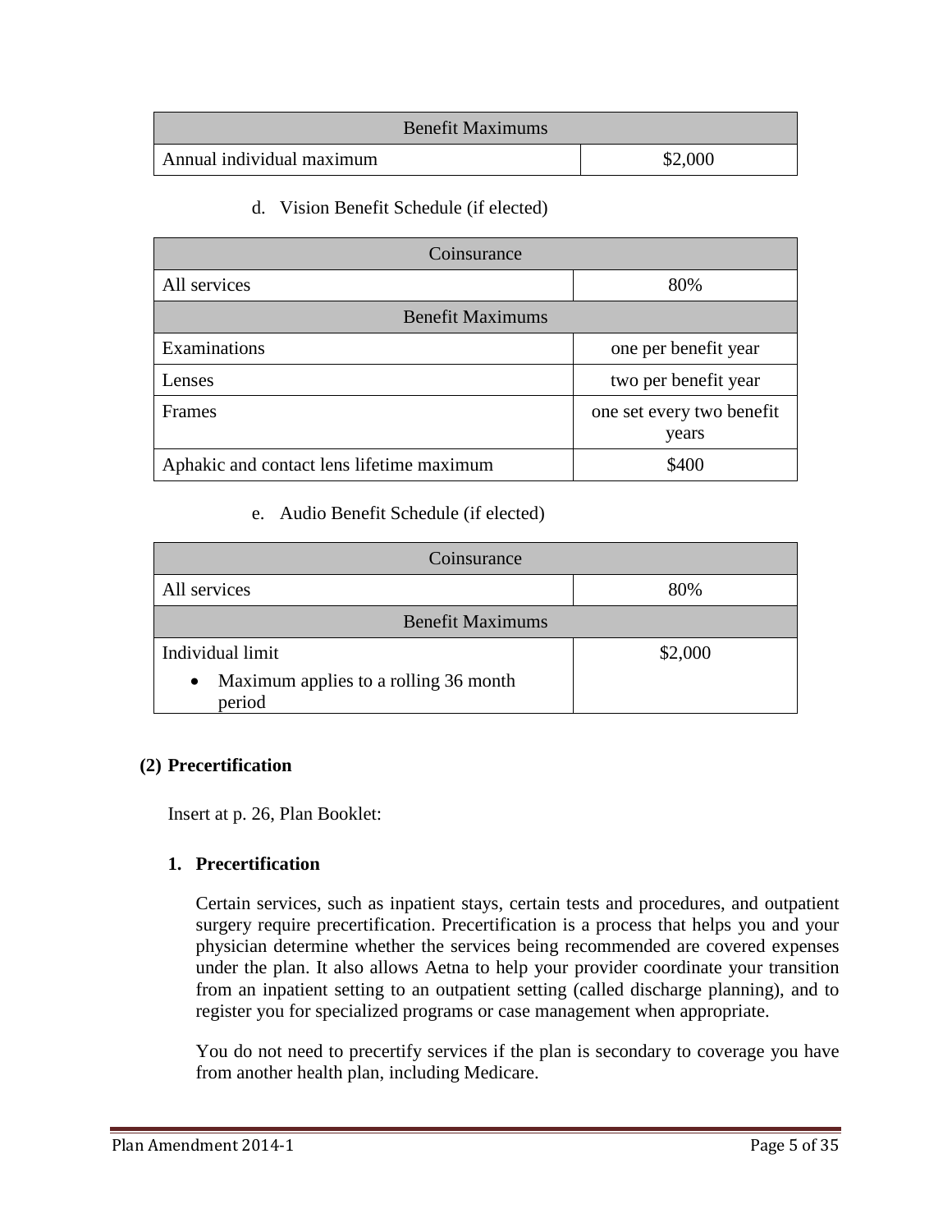| Benefit Maximums | |
|---|---|
| Annual individual maximum | $2,000 |

d. Vision Benefit Schedule (if elected)

| Coinsurance | |
|---|---|
| All services | 80% |
| **Benefit Maximums** | |
| Examinations | one per benefit year |
| Lenses | two per benefit year |
| Frames | one set every two benefit years |
| Aphakic and contact lens lifetime maximum | $400 |

e. Audio Benefit Schedule (if elected)

| Coinsurance | |
|---|---|
| All services | 80% |
| **Benefit Maximums** | |
| Individual limit<br>• Maximum applies to a rolling 36 month period | $2,000 |

**(2) Precertification**

Insert at p. 26, Plan Booklet:

**1. Precertification**

Certain services, such as inpatient stays, certain tests and procedures, and outpatient surgery require precertification. Precertification is a process that helps you and your physician determine whether the services being recommended are covered expenses under the plan. It also allows Aetna to help your provider coordinate your transition from an inpatient setting to an outpatient setting (called discharge planning), and to register you for specialized programs or case management when appropriate.

You do not need to precertify services if the plan is secondary to coverage you have from another health plan, including Medicare.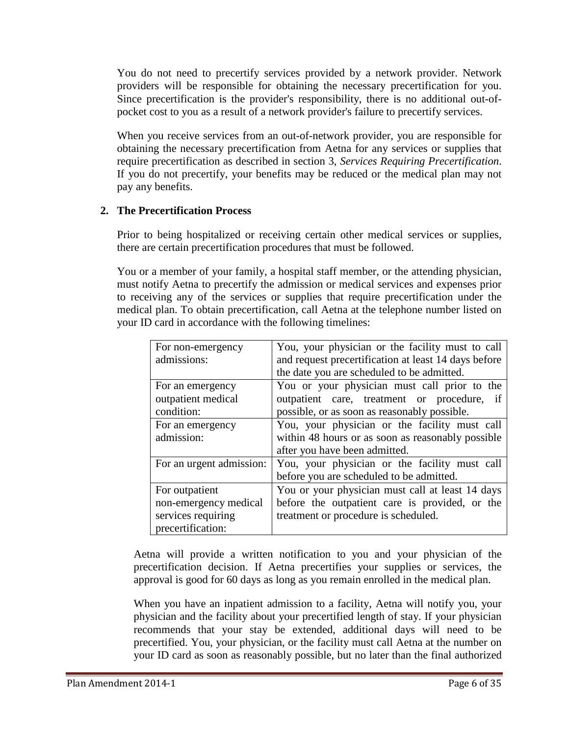You do not need to precertify services provided by a network provider. Network providers will be responsible for obtaining the necessary precertification for you. Since precertification is the provider's responsibility, there is no additional out-of-pocket cost to you as a result of a network provider's failure to precertify services.

When you receive services from an out-of-network provider, you are responsible for obtaining the necessary precertification from Aetna for any services or supplies that require precertification as described in section 3, *Services Requiring Precertification*. If you do not precertify, your benefits may be reduced or the medical plan may not pay any benefits.

**2. The Precertification Process**

Prior to being hospitalized or receiving certain other medical services or supplies, there are certain precertification procedures that must be followed.

You or a member of your family, a hospital staff member, or the attending physician, must notify Aetna to precertify the admission or medical services and expenses prior to receiving any of the services or supplies that require precertification under the medical plan. To obtain precertification, call Aetna at the telephone number listed on your ID card in accordance with the following timelines:

| | |
|---|---|
| For non-emergency admissions: | You, your physician or the facility must to call and request precertification at least 14 days before the date you are scheduled to be admitted. |
| For an emergency outpatient medical condition: | You or your physician must call prior to the outpatient care, treatment or procedure, if possible, or as soon as reasonably possible. |
| For an emergency admission: | You, your physician or the facility must call within 48 hours or as soon as reasonably possible after you have been admitted. |
| For an urgent admission: | You, your physician or the facility must call before you are scheduled to be admitted. |
| For outpatient non-emergency medical services requiring precertification: | You or your physician must call at least 14 days before the outpatient care is provided, or the treatment or procedure is scheduled. |

Aetna will provide a written notification to you and your physician of the precertification decision. If Aetna precertifies your supplies or services, the approval is good for 60 days as long as you remain enrolled in the medical plan.

When you have an inpatient admission to a facility, Aetna will notify you, your physician and the facility about your precertified length of stay. If your physician recommends that your stay be extended, additional days will need to be precertified. You, your physician, or the facility must call Aetna at the number on your ID card as soon as reasonably possible, but no later than the final authorized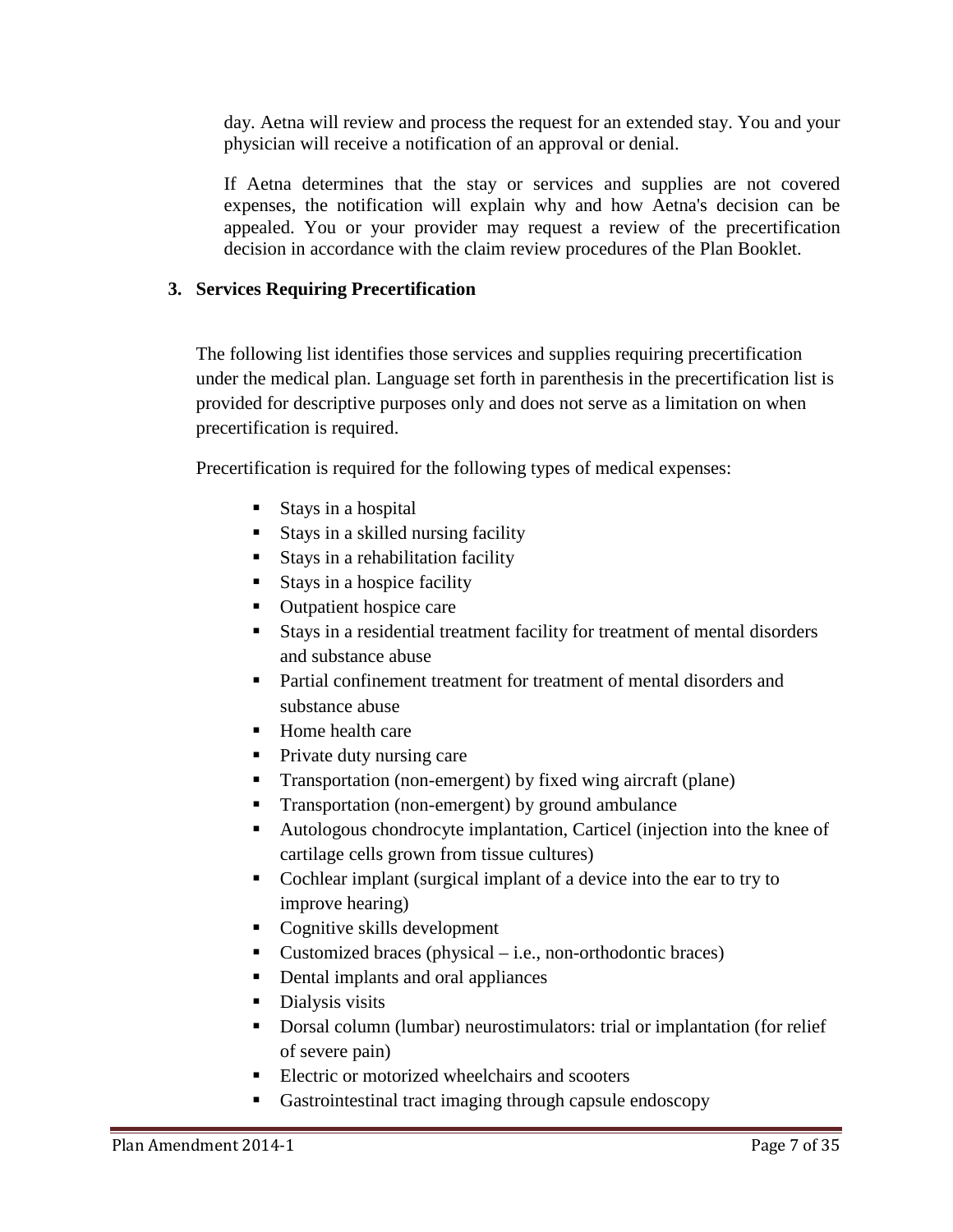day. Aetna will review and process the request for an extended stay. You and your physician will receive a notification of an approval or denial.

If Aetna determines that the stay or services and supplies are not covered expenses, the notification will explain why and how Aetna's decision can be appealed. You or your provider may request a review of the precertification decision in accordance with the claim review procedures of the Plan Booklet.

### 3. Services Requiring Precertification

The following list identifies those services and supplies requiring precertification under the medical plan. Language set forth in parenthesis in the precertification list is provided for descriptive purposes only and does not serve as a limitation on when precertification is required.

Precertification is required for the following types of medical expenses:

- Stays in a hospital
- Stays in a skilled nursing facility
- Stays in a rehabilitation facility
- Stays in a hospice facility
- Outpatient hospice care
- Stays in a residential treatment facility for treatment of mental disorders and substance abuse
- Partial confinement treatment for treatment of mental disorders and substance abuse
- Home health care
- Private duty nursing care
- Transportation (non-emergent) by fixed wing aircraft (plane)
- Transportation (non-emergent) by ground ambulance
- Autologous chondrocyte implantation, Carticel (injection into the knee of cartilage cells grown from tissue cultures)
- Cochlear implant (surgical implant of a device into the ear to try to improve hearing)
- Cognitive skills development
- Customized braces (physical – i.e., non-orthodontic braces)
- Dental implants and oral appliances
- Dialysis visits
- Dorsal column (lumbar) neurostimulators: trial or implantation (for relief of severe pain)
- Electric or motorized wheelchairs and scooters
- Gastrointestinal tract imaging through capsule endoscopy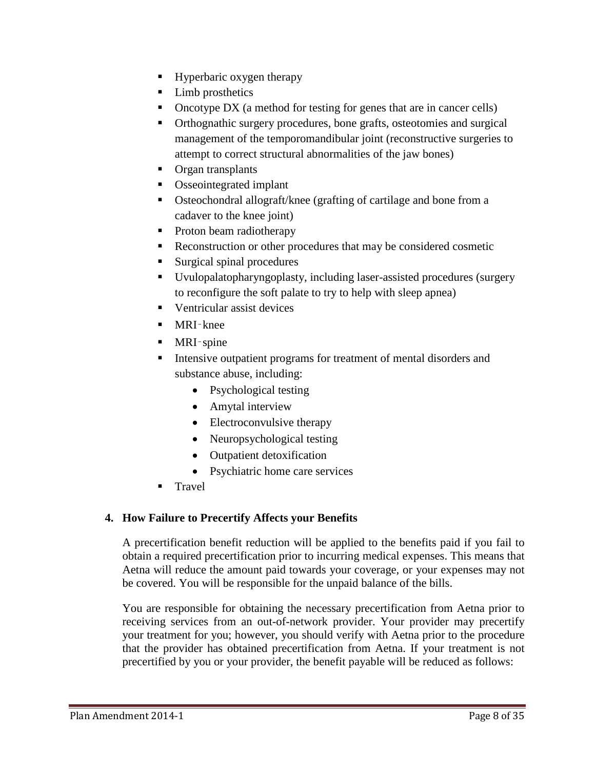- Hyperbaric oxygen therapy
- Limb prosthetics
- Oncotype DX (a method for testing for genes that are in cancer cells)
- Orthognathic surgery procedures, bone grafts, osteotomies and surgical management of the temporomandibular joint (reconstructive surgeries to attempt to correct structural abnormalities of the jaw bones)
- Organ transplants
- Osseointegrated implant
- Osteochondral allograft/knee (grafting of cartilage and bone from a cadaver to the knee joint)
- Proton beam radiotherapy
- Reconstruction or other procedures that may be considered cosmetic
- Surgical spinal procedures
- Uvulopalatopharyngoplasty, including laser-assisted procedures (surgery to reconfigure the soft palate to try to help with sleep apnea)
- Ventricular assist devices
- MRI‑knee
- MRI‑spine
- Intensive outpatient programs for treatment of mental disorders and substance abuse, including:
  - Psychological testing
  - Amytal interview
  - Electroconvulsive therapy
  - Neuropsychological testing
  - Outpatient detoxification
  - Psychiatric home care services
- Travel

**4. How Failure to Precertify Affects your Benefits**

A precertification benefit reduction will be applied to the benefits paid if you fail to obtain a required precertification prior to incurring medical expenses. This means that Aetna will reduce the amount paid towards your coverage, or your expenses may not be covered. You will be responsible for the unpaid balance of the bills.

You are responsible for obtaining the necessary precertification from Aetna prior to receiving services from an out-of-network provider. Your provider may precertify your treatment for you; however, you should verify with Aetna prior to the procedure that the provider has obtained precertification from Aetna. If your treatment is not precertified by you or your provider, the benefit payable will be reduced as follows: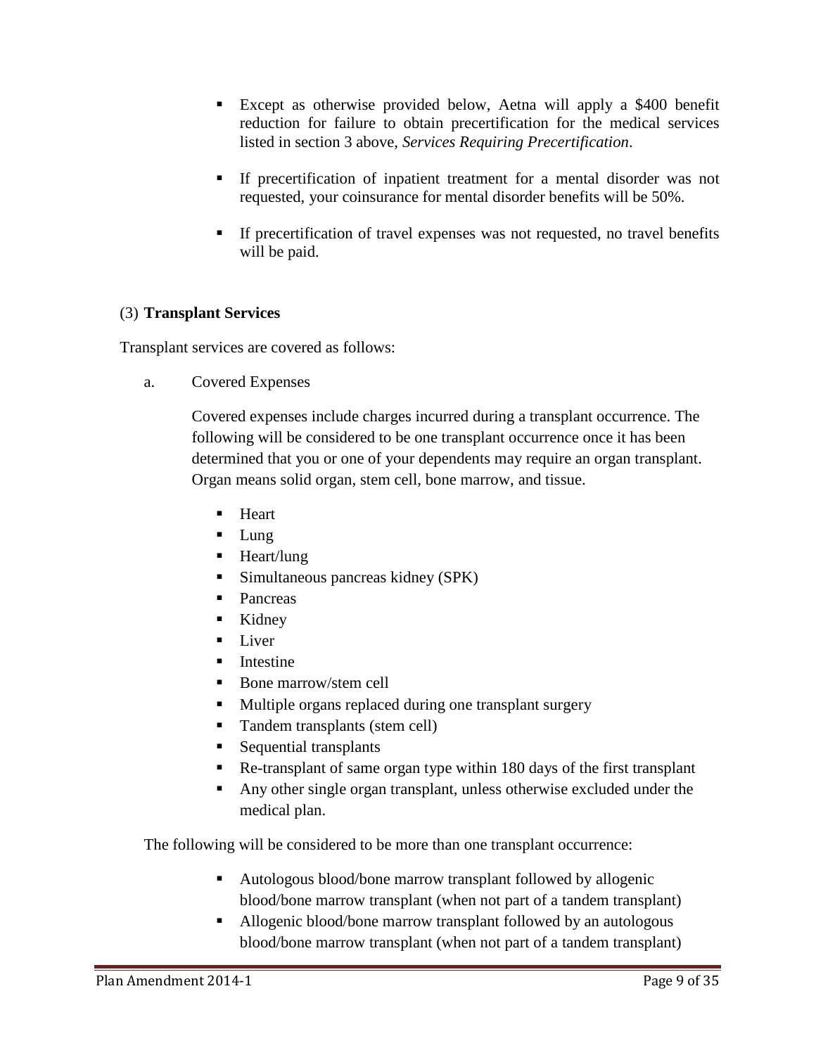- Except as otherwise provided below, Aetna will apply a $400 benefit reduction for failure to obtain precertification for the medical services listed in section 3 above, *Services Requiring Precertification*.
- If precertification of inpatient treatment for a mental disorder was not requested, your coinsurance for mental disorder benefits will be 50%.
- If precertification of travel expenses was not requested, no travel benefits will be paid.

(3) **Transplant Services**

Transplant services are covered as follows:

a. Covered Expenses

Covered expenses include charges incurred during a transplant occurrence. The following will be considered to be one transplant occurrence once it has been determined that you or one of your dependents may require an organ transplant. Organ means solid organ, stem cell, bone marrow, and tissue.

- Heart
- Lung
- Heart/lung
- Simultaneous pancreas kidney (SPK)
- Pancreas
- Kidney
- Liver
- Intestine
- Bone marrow/stem cell
- Multiple organs replaced during one transplant surgery
- Tandem transplants (stem cell)
- Sequential transplants
- Re-transplant of same organ type within 180 days of the first transplant
- Any other single organ transplant, unless otherwise excluded under the medical plan.

The following will be considered to be more than one transplant occurrence:

- Autologous blood/bone marrow transplant followed by allogenic blood/bone marrow transplant (when not part of a tandem transplant)
- Allogenic blood/bone marrow transplant followed by an autologous blood/bone marrow transplant (when not part of a tandem transplant)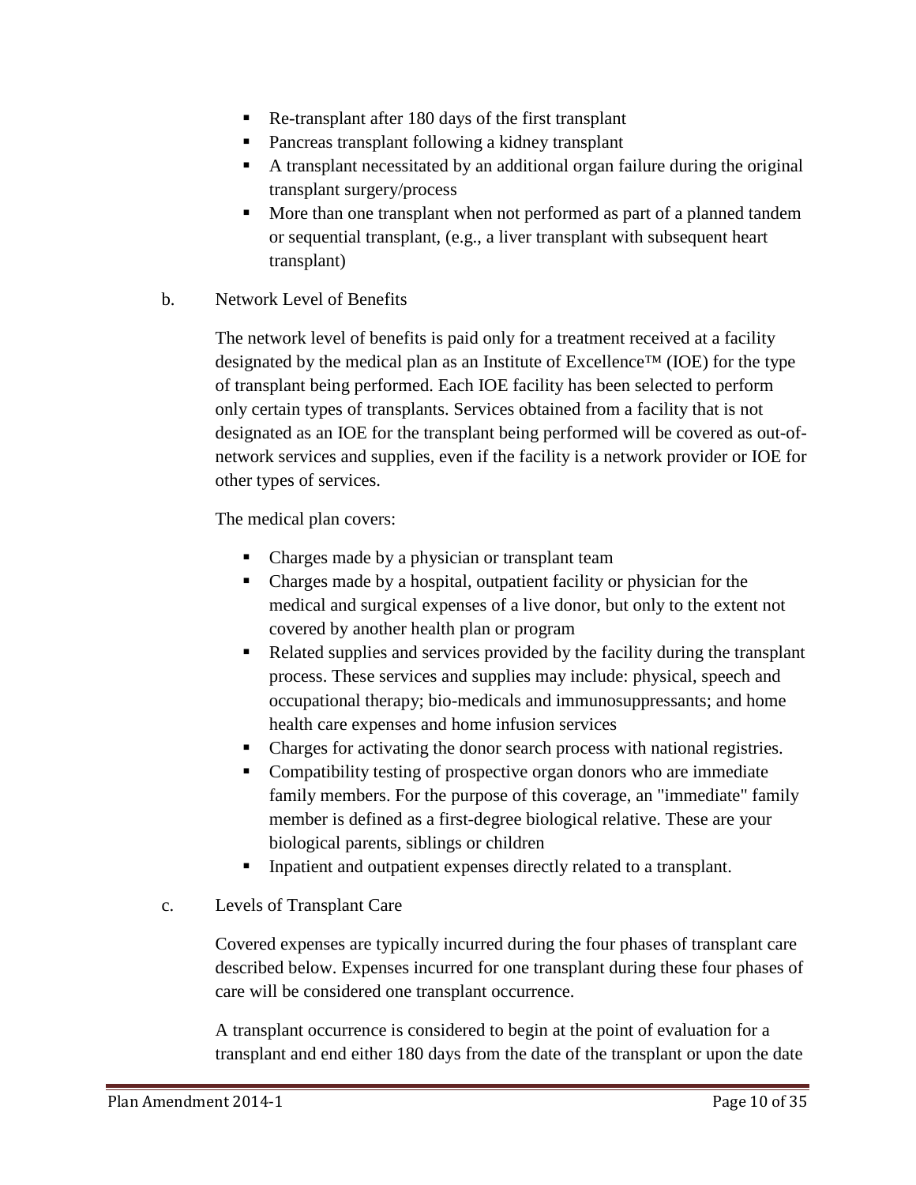- Re-transplant after 180 days of the first transplant
- Pancreas transplant following a kidney transplant
- A transplant necessitated by an additional organ failure during the original transplant surgery/process
- More than one transplant when not performed as part of a planned tandem or sequential transplant, (e.g., a liver transplant with subsequent heart transplant)

b. Network Level of Benefits

The network level of benefits is paid only for a treatment received at a facility designated by the medical plan as an Institute of Excellence™ (IOE) for the type of transplant being performed. Each IOE facility has been selected to perform only certain types of transplants. Services obtained from a facility that is not designated as an IOE for the transplant being performed will be covered as out-of-network services and supplies, even if the facility is a network provider or IOE for other types of services.

The medical plan covers:

- Charges made by a physician or transplant team
- Charges made by a hospital, outpatient facility or physician for the medical and surgical expenses of a live donor, but only to the extent not covered by another health plan or program
- Related supplies and services provided by the facility during the transplant process. These services and supplies may include: physical, speech and occupational therapy; bio-medicals and immunosuppressants; and home health care expenses and home infusion services
- Charges for activating the donor search process with national registries.
- Compatibility testing of prospective organ donors who are immediate family members. For the purpose of this coverage, an "immediate" family member is defined as a first-degree biological relative. These are your biological parents, siblings or children
- Inpatient and outpatient expenses directly related to a transplant.

c. Levels of Transplant Care

Covered expenses are typically incurred during the four phases of transplant care described below. Expenses incurred for one transplant during these four phases of care will be considered one transplant occurrence.

A transplant occurrence is considered to begin at the point of evaluation for a transplant and end either 180 days from the date of the transplant or upon the date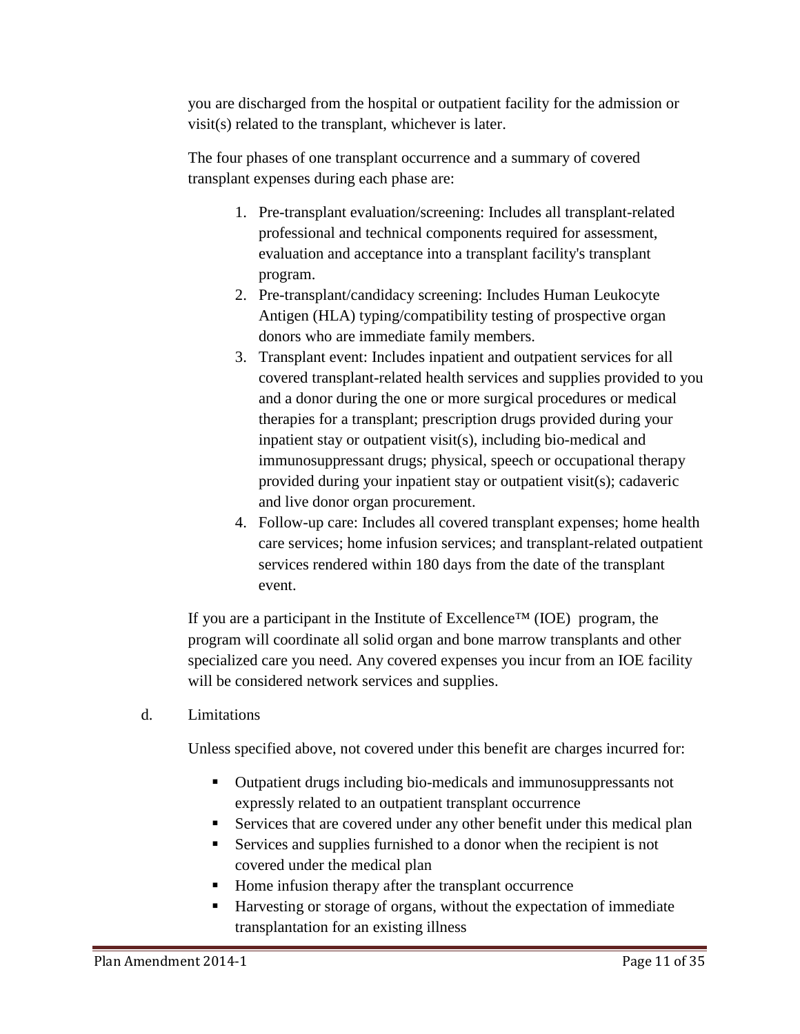you are discharged from the hospital or outpatient facility for the admission or visit(s) related to the transplant, whichever is later.

The four phases of one transplant occurrence and a summary of covered transplant expenses during each phase are:

1. Pre-transplant evaluation/screening: Includes all transplant-related professional and technical components required for assessment, evaluation and acceptance into a transplant facility's transplant program.
2. Pre-transplant/candidacy screening: Includes Human Leukocyte Antigen (HLA) typing/compatibility testing of prospective organ donors who are immediate family members.
3. Transplant event: Includes inpatient and outpatient services for all covered transplant-related health services and supplies provided to you and a donor during the one or more surgical procedures or medical therapies for a transplant; prescription drugs provided during your inpatient stay or outpatient visit(s), including bio-medical and immunosuppressant drugs; physical, speech or occupational therapy provided during your inpatient stay or outpatient visit(s); cadaveric and live donor organ procurement.
4. Follow-up care: Includes all covered transplant expenses; home health care services; home infusion services; and transplant-related outpatient services rendered within 180 days from the date of the transplant event.

If you are a participant in the Institute of Excellence™ (IOE) program, the program will coordinate all solid organ and bone marrow transplants and other specialized care you need. Any covered expenses you incur from an IOE facility will be considered network services and supplies.

d. Limitations

Unless specified above, not covered under this benefit are charges incurred for:

- Outpatient drugs including bio-medicals and immunosuppressants not expressly related to an outpatient transplant occurrence
- Services that are covered under any other benefit under this medical plan
- Services and supplies furnished to a donor when the recipient is not covered under the medical plan
- Home infusion therapy after the transplant occurrence
- Harvesting or storage of organs, without the expectation of immediate transplantation for an existing illness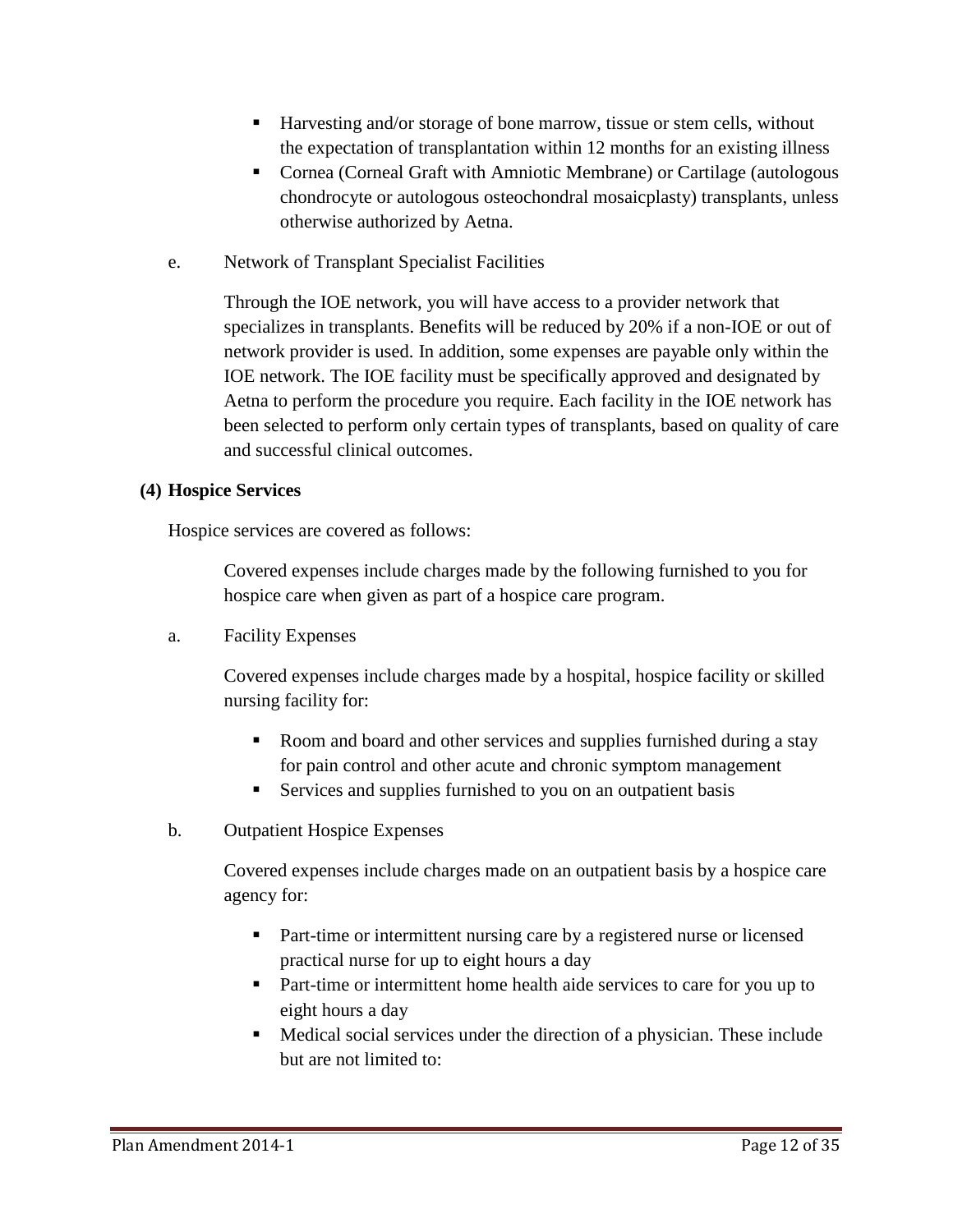- Harvesting and/or storage of bone marrow, tissue or stem cells, without the expectation of transplantation within 12 months for an existing illness
- Cornea (Corneal Graft with Amniotic Membrane) or Cartilage (autologous chondrocyte or autologous osteochondral mosaicplasty) transplants, unless otherwise authorized by Aetna.

e. Network of Transplant Specialist Facilities

Through the IOE network, you will have access to a provider network that specializes in transplants. Benefits will be reduced by 20% if a non-IOE or out of network provider is used. In addition, some expenses are payable only within the IOE network. The IOE facility must be specifically approved and designated by Aetna to perform the procedure you require. Each facility in the IOE network has been selected to perform only certain types of transplants, based on quality of care and successful clinical outcomes.

**(4) Hospice Services**

Hospice services are covered as follows:

Covered expenses include charges made by the following furnished to you for hospice care when given as part of a hospice care program.

a. Facility Expenses

Covered expenses include charges made by a hospital, hospice facility or skilled nursing facility for:

- Room and board and other services and supplies furnished during a stay for pain control and other acute and chronic symptom management
- Services and supplies furnished to you on an outpatient basis

b. Outpatient Hospice Expenses

Covered expenses include charges made on an outpatient basis by a hospice care agency for:

- Part-time or intermittent nursing care by a registered nurse or licensed practical nurse for up to eight hours a day
- Part-time or intermittent home health aide services to care for you up to eight hours a day
- Medical social services under the direction of a physician. These include but are not limited to: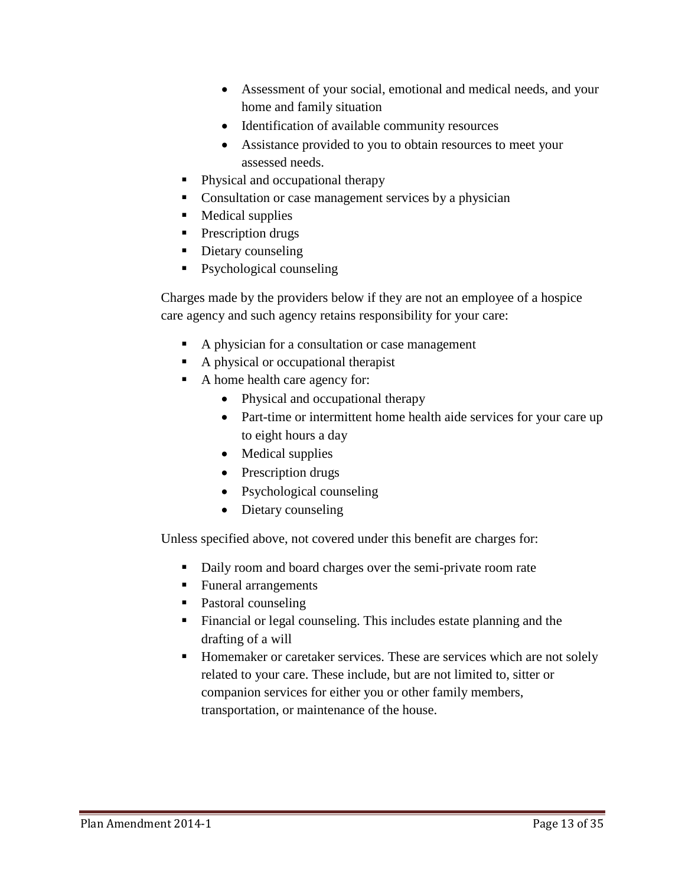- Assessment of your social, emotional and medical needs, and your home and family situation
  - Identification of available community resources
  - Assistance provided to you to obtain resources to meet your assessed needs.
- Physical and occupational therapy
- Consultation or case management services by a physician
- Medical supplies
- Prescription drugs
- Dietary counseling
- Psychological counseling

Charges made by the providers below if they are not an employee of a hospice care agency and such agency retains responsibility for your care:

- A physician for a consultation or case management
- A physical or occupational therapist
- A home health care agency for:
  - Physical and occupational therapy
  - Part-time or intermittent home health aide services for your care up to eight hours a day
  - Medical supplies
  - Prescription drugs
  - Psychological counseling
  - Dietary counseling

Unless specified above, not covered under this benefit are charges for:

- Daily room and board charges over the semi-private room rate
- Funeral arrangements
- Pastoral counseling
- Financial or legal counseling. This includes estate planning and the drafting of a will
- Homemaker or caretaker services. These are services which are not solely related to your care. These include, but are not limited to, sitter or companion services for either you or other family members, transportation, or maintenance of the house.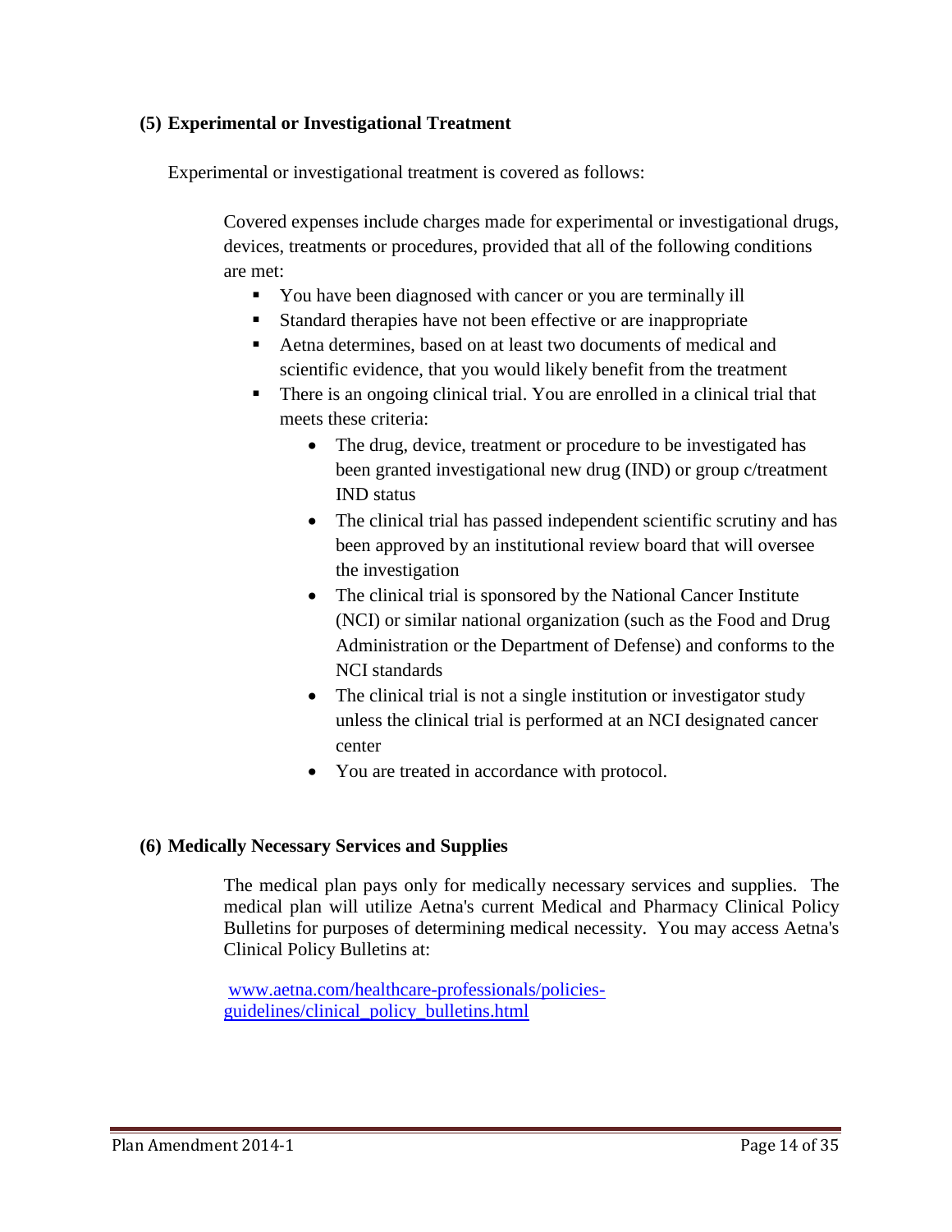### (5) Experimental or Investigational Treatment

Experimental or investigational treatment is covered as follows:

Covered expenses include charges made for experimental or investigational drugs, devices, treatments or procedures, provided that all of the following conditions are met:

- You have been diagnosed with cancer or you are terminally ill
- Standard therapies have not been effective or are inappropriate
- Aetna determines, based on at least two documents of medical and scientific evidence, that you would likely benefit from the treatment
- There is an ongoing clinical trial. You are enrolled in a clinical trial that meets these criteria:
    - The drug, device, treatment or procedure to be investigated has been granted investigational new drug (IND) or group c/treatment IND status
    - The clinical trial has passed independent scientific scrutiny and has been approved by an institutional review board that will oversee the investigation
    - The clinical trial is sponsored by the National Cancer Institute (NCI) or similar national organization (such as the Food and Drug Administration or the Department of Defense) and conforms to the NCI standards
    - The clinical trial is not a single institution or investigator study unless the clinical trial is performed at an NCI designated cancer center
    - You are treated in accordance with protocol.

### (6) Medically Necessary Services and Supplies

The medical plan pays only for medically necessary services and supplies. The medical plan will utilize Aetna's current Medical and Pharmacy Clinical Policy Bulletins for purposes of determining medical necessity. You may access Aetna's Clinical Policy Bulletins at:

[www.aetna.com/healthcare-professionals/policies-guidelines/clinical_policy_bulletins.html](www.aetna.com/healthcare-professionals/policies-guidelines/clinical_policy_bulletins.html)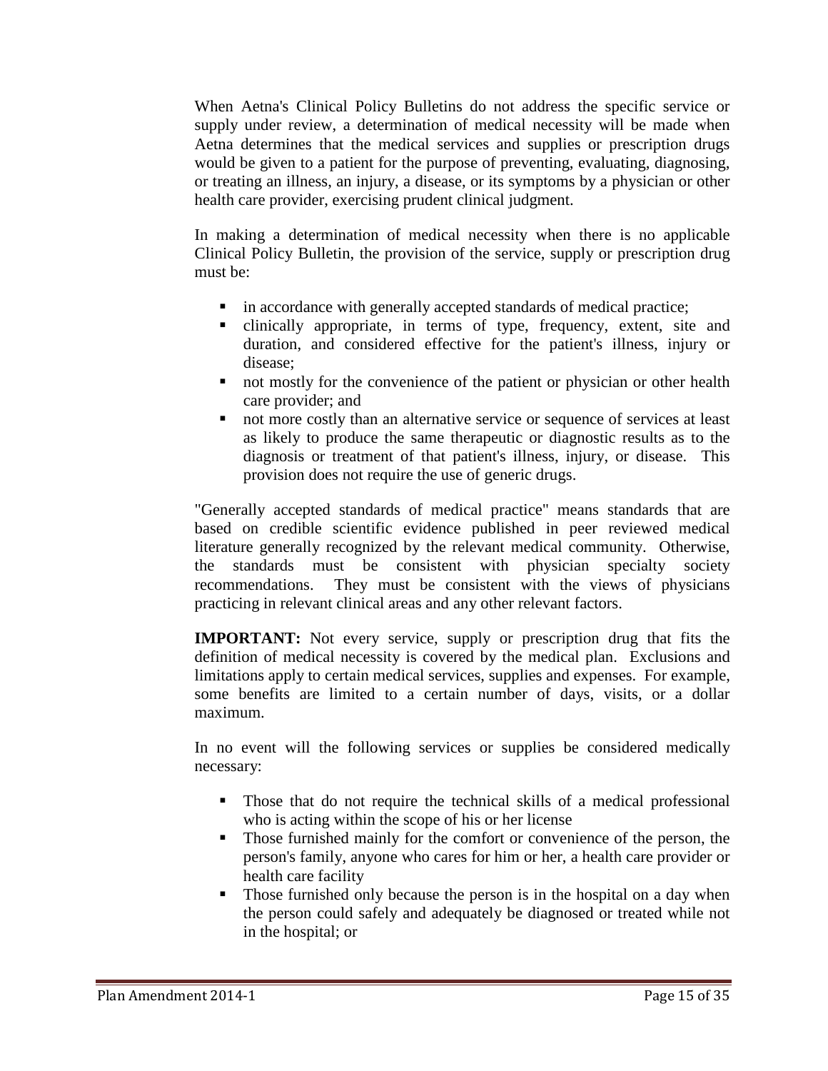When Aetna's Clinical Policy Bulletins do not address the specific service or supply under review, a determination of medical necessity will be made when Aetna determines that the medical services and supplies or prescription drugs would be given to a patient for the purpose of preventing, evaluating, diagnosing, or treating an illness, an injury, a disease, or its symptoms by a physician or other health care provider, exercising prudent clinical judgment.

In making a determination of medical necessity when there is no applicable Clinical Policy Bulletin, the provision of the service, supply or prescription drug must be:

- in accordance with generally accepted standards of medical practice;
- clinically appropriate, in terms of type, frequency, extent, site and duration, and considered effective for the patient's illness, injury or disease;
- not mostly for the convenience of the patient or physician or other health care provider; and
- not more costly than an alternative service or sequence of services at least as likely to produce the same therapeutic or diagnostic results as to the diagnosis or treatment of that patient's illness, injury, or disease. This provision does not require the use of generic drugs.

"Generally accepted standards of medical practice" means standards that are based on credible scientific evidence published in peer reviewed medical literature generally recognized by the relevant medical community. Otherwise, the standards must be consistent with physician specialty society recommendations. They must be consistent with the views of physicians practicing in relevant clinical areas and any other relevant factors.

**IMPORTANT:** Not every service, supply or prescription drug that fits the definition of medical necessity is covered by the medical plan. Exclusions and limitations apply to certain medical services, supplies and expenses. For example, some benefits are limited to a certain number of days, visits, or a dollar maximum.

In no event will the following services or supplies be considered medically necessary:

- Those that do not require the technical skills of a medical professional who is acting within the scope of his or her license
- Those furnished mainly for the comfort or convenience of the person, the person's family, anyone who cares for him or her, a health care provider or health care facility
- Those furnished only because the person is in the hospital on a day when the person could safely and adequately be diagnosed or treated while not in the hospital; or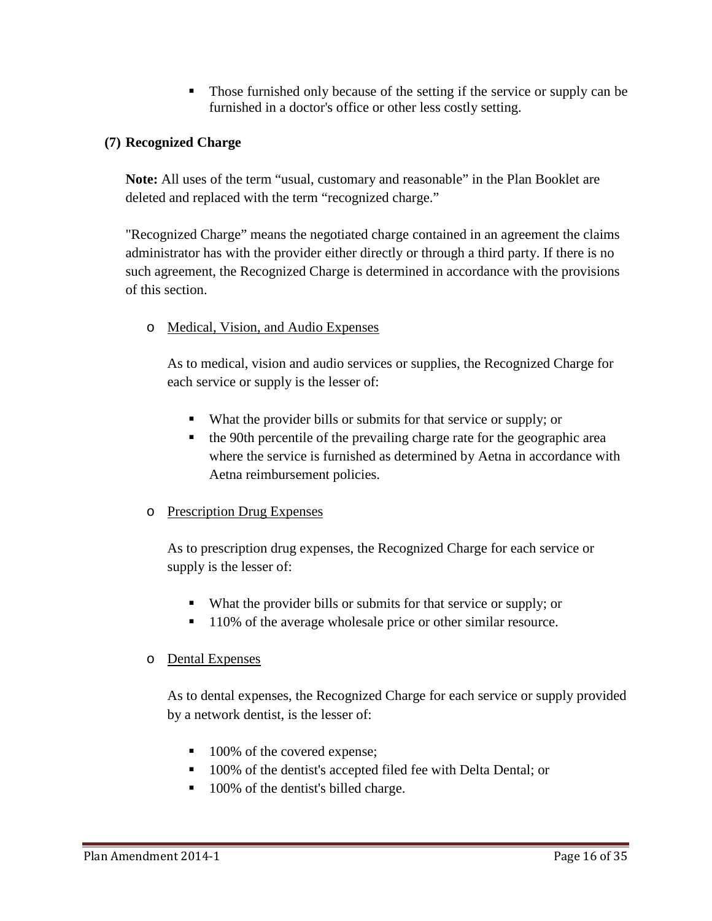- Those furnished only because of the setting if the service or supply can be furnished in a doctor's office or other less costly setting.

### (7) Recognized Charge

**Note:** All uses of the term "usual, customary and reasonable" in the Plan Booklet are deleted and replaced with the term "recognized charge."

"Recognized Charge" means the negotiated charge contained in an agreement the claims administrator has with the provider either directly or through a third party. If there is no such agreement, the Recognized Charge is determined in accordance with the provisions of this section.

- <u>Medical, Vision, and Audio Expenses</u>

  As to medical, vision and audio services or supplies, the Recognized Charge for each service or supply is the lesser of:

  - What the provider bills or submits for that service or supply; or
  - the 90th percentile of the prevailing charge rate for the geographic area where the service is furnished as determined by Aetna in accordance with Aetna reimbursement policies.

- <u>Prescription Drug Expenses</u>

  As to prescription drug expenses, the Recognized Charge for each service or supply is the lesser of:

  - What the provider bills or submits for that service or supply; or
  - 110% of the average wholesale price or other similar resource.

- <u>Dental Expenses</u>

  As to dental expenses, the Recognized Charge for each service or supply provided by a network dentist, is the lesser of:

  - 100% of the covered expense;
  - 100% of the dentist's accepted filed fee with Delta Dental; or
  - 100% of the dentist's billed charge.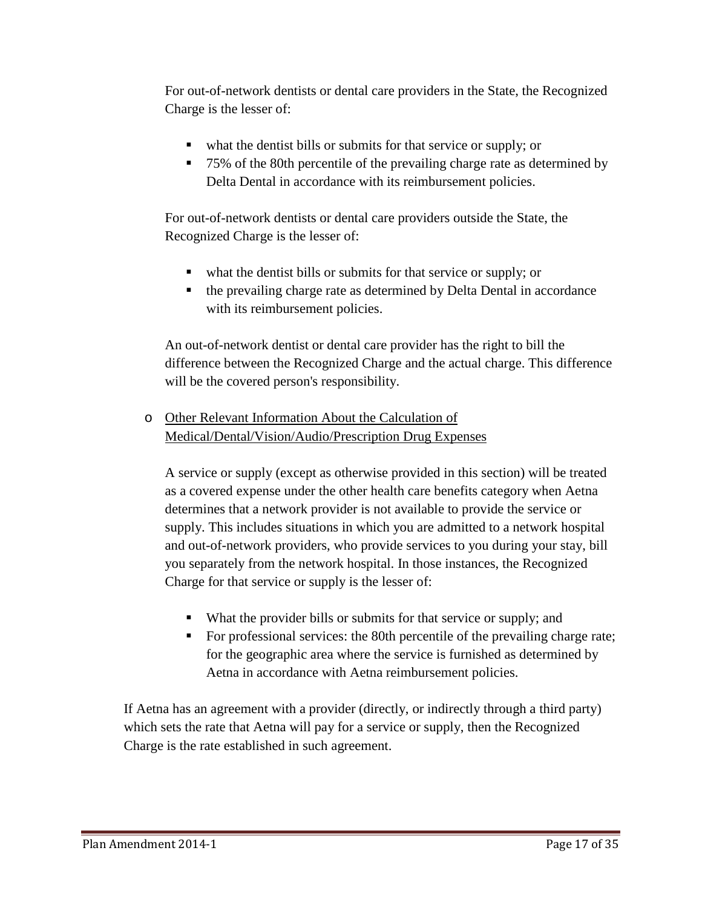For out-of-network dentists or dental care providers in the State, the Recognized Charge is the lesser of:

- what the dentist bills or submits for that service or supply; or
- 75% of the 80th percentile of the prevailing charge rate as determined by Delta Dental in accordance with its reimbursement policies.

For out-of-network dentists or dental care providers outside the State, the Recognized Charge is the lesser of:

- what the dentist bills or submits for that service or supply; or
- the prevailing charge rate as determined by Delta Dental in accordance with its reimbursement policies.

An out-of-network dentist or dental care provider has the right to bill the difference between the Recognized Charge and the actual charge. This difference will be the covered person's responsibility.

- <u>Other Relevant Information About the Calculation of Medical/Dental/Vision/Audio/Prescription Drug Expenses</u>

  A service or supply (except as otherwise provided in this section) will be treated as a covered expense under the other health care benefits category when Aetna determines that a network provider is not available to provide the service or supply. This includes situations in which you are admitted to a network hospital and out-of-network providers, who provide services to you during your stay, bill you separately from the network hospital. In those instances, the Recognized Charge for that service or supply is the lesser of:

  - What the provider bills or submits for that service or supply; and
  - For professional services: the 80th percentile of the prevailing charge rate; for the geographic area where the service is furnished as determined by Aetna in accordance with Aetna reimbursement policies.

If Aetna has an agreement with a provider (directly, or indirectly through a third party) which sets the rate that Aetna will pay for a service or supply, then the Recognized Charge is the rate established in such agreement.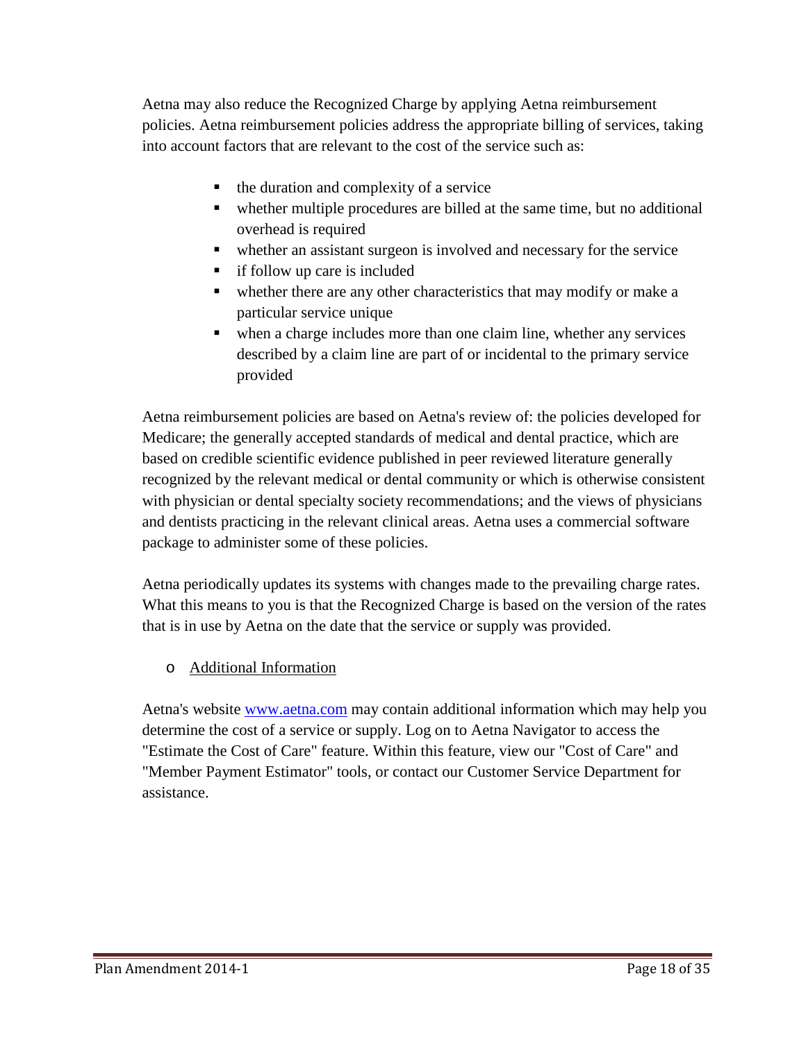Aetna may also reduce the Recognized Charge by applying Aetna reimbursement policies. Aetna reimbursement policies address the appropriate billing of services, taking into account factors that are relevant to the cost of the service such as:

- the duration and complexity of a service
- whether multiple procedures are billed at the same time, but no additional overhead is required
- whether an assistant surgeon is involved and necessary for the service
- if follow up care is included
- whether there are any other characteristics that may modify or make a particular service unique
- when a charge includes more than one claim line, whether any services described by a claim line are part of or incidental to the primary service provided

Aetna reimbursement policies are based on Aetna's review of: the policies developed for Medicare; the generally accepted standards of medical and dental practice, which are based on credible scientific evidence published in peer reviewed literature generally recognized by the relevant medical or dental community or which is otherwise consistent with physician or dental specialty society recommendations; and the views of physicians and dentists practicing in the relevant clinical areas. Aetna uses a commercial software package to administer some of these policies.

Aetna periodically updates its systems with changes made to the prevailing charge rates. What this means to you is that the Recognized Charge is based on the version of the rates that is in use by Aetna on the date that the service or supply was provided.

- Additional Information

Aetna's website www.aetna.com may contain additional information which may help you determine the cost of a service or supply. Log on to Aetna Navigator to access the "Estimate the Cost of Care" feature. Within this feature, view our "Cost of Care" and "Member Payment Estimator" tools, or contact our Customer Service Department for assistance.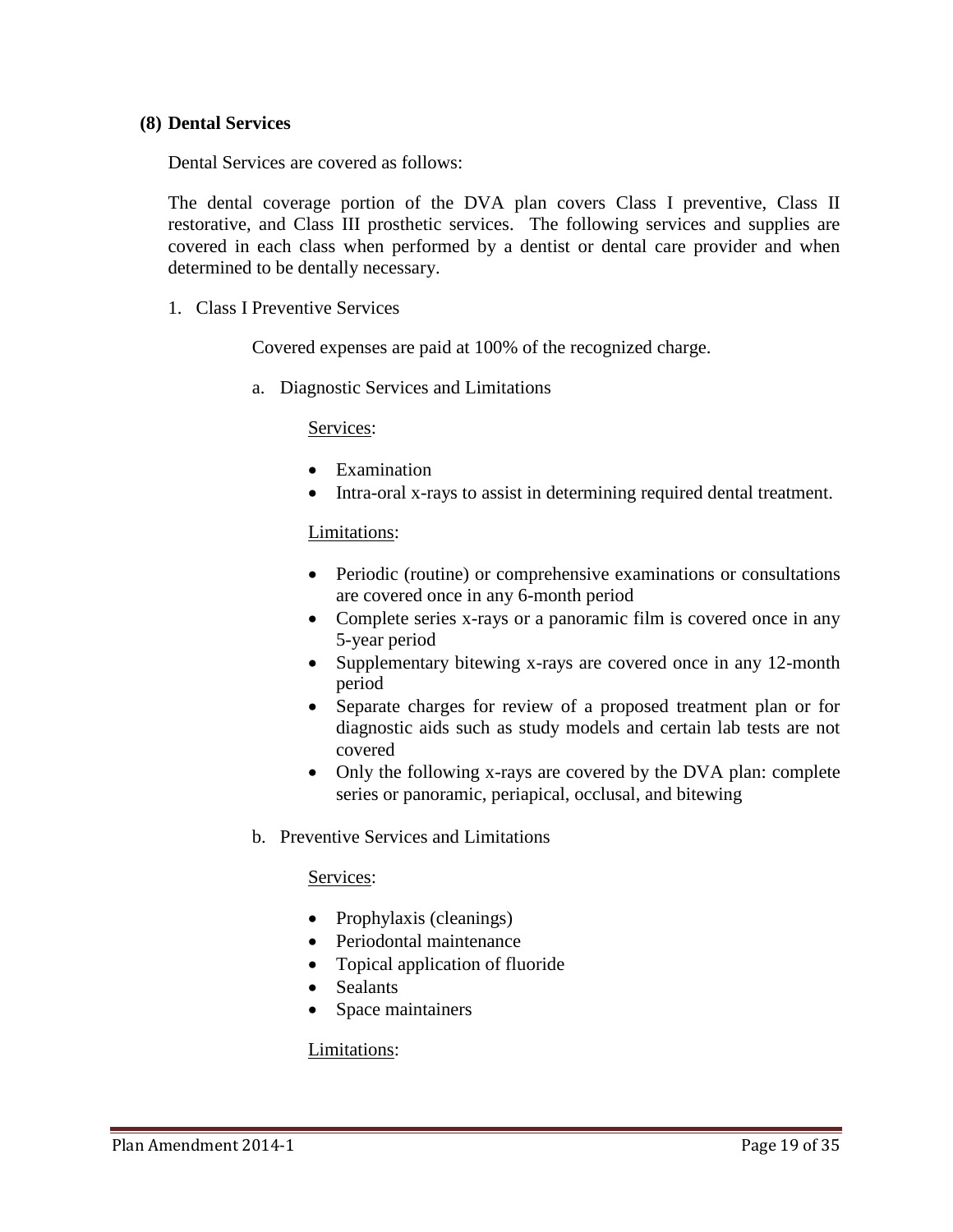**(8) Dental Services**

Dental Services are covered as follows:

The dental coverage portion of the DVA plan covers Class I preventive, Class II restorative, and Class III prosthetic services. The following services and supplies are covered in each class when performed by a dentist or dental care provider and when determined to be dentally necessary.

1. Class I Preventive Services

   Covered expenses are paid at 100% of the recognized charge.

   a. Diagnostic Services and Limitations

      Services:

      - Examination
      - Intra-oral x-rays to assist in determining required dental treatment.

      Limitations:

      - Periodic (routine) or comprehensive examinations or consultations are covered once in any 6-month period
      - Complete series x-rays or a panoramic film is covered once in any 5-year period
      - Supplementary bitewing x-rays are covered once in any 12-month period
      - Separate charges for review of a proposed treatment plan or for diagnostic aids such as study models and certain lab tests are not covered
      - Only the following x-rays are covered by the DVA plan: complete series or panoramic, periapical, occlusal, and bitewing

   b. Preventive Services and Limitations

      Services:

      - Prophylaxis (cleanings)
      - Periodontal maintenance
      - Topical application of fluoride
      - Sealants
      - Space maintainers

      Limitations: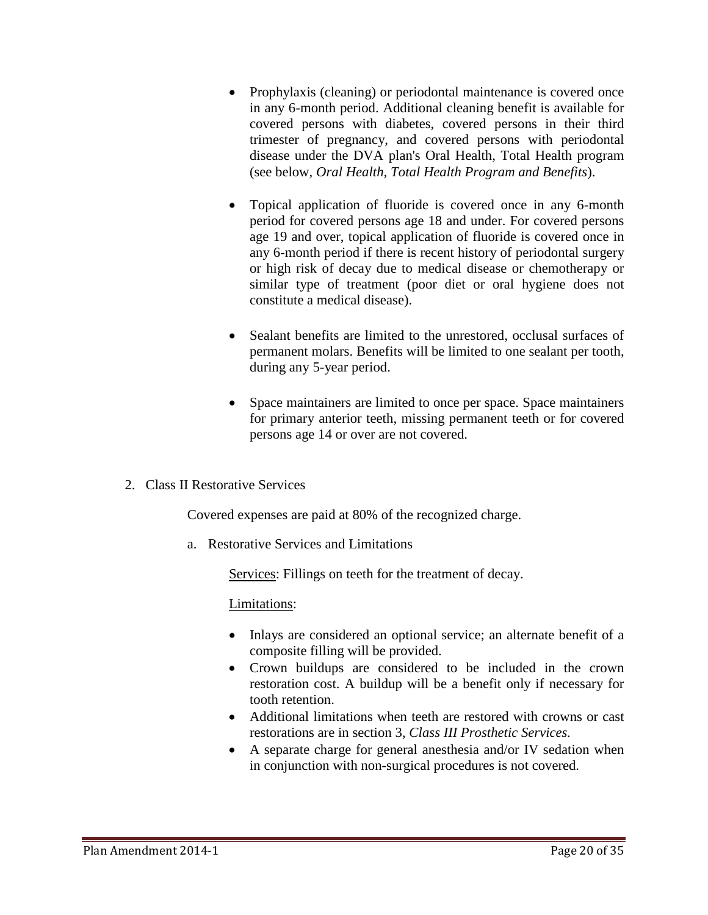- Prophylaxis (cleaning) or periodontal maintenance is covered once in any 6-month period. Additional cleaning benefit is available for covered persons with diabetes, covered persons in their third trimester of pregnancy, and covered persons with periodontal disease under the DVA plan's Oral Health, Total Health program (see below, *Oral Health, Total Health Program and Benefits*).

- Topical application of fluoride is covered once in any 6-month period for covered persons age 18 and under. For covered persons age 19 and over, topical application of fluoride is covered once in any 6-month period if there is recent history of periodontal surgery or high risk of decay due to medical disease or chemotherapy or similar type of treatment (poor diet or oral hygiene does not constitute a medical disease).

- Sealant benefits are limited to the unrestored, occlusal surfaces of permanent molars. Benefits will be limited to one sealant per tooth, during any 5-year period.

- Space maintainers are limited to once per space. Space maintainers for primary anterior teeth, missing permanent teeth or for covered persons age 14 or over are not covered.

2. Class II Restorative Services

   Covered expenses are paid at 80% of the recognized charge.

   a. Restorative Services and Limitations

      Services: Fillings on teeth for the treatment of decay.

      Limitations:

      - Inlays are considered an optional service; an alternate benefit of a composite filling will be provided.
      - Crown buildups are considered to be included in the crown restoration cost. A buildup will be a benefit only if necessary for tooth retention.
      - Additional limitations when teeth are restored with crowns or cast restorations are in section 3, *Class III Prosthetic Services.*
      - A separate charge for general anesthesia and/or IV sedation when in conjunction with non-surgical procedures is not covered.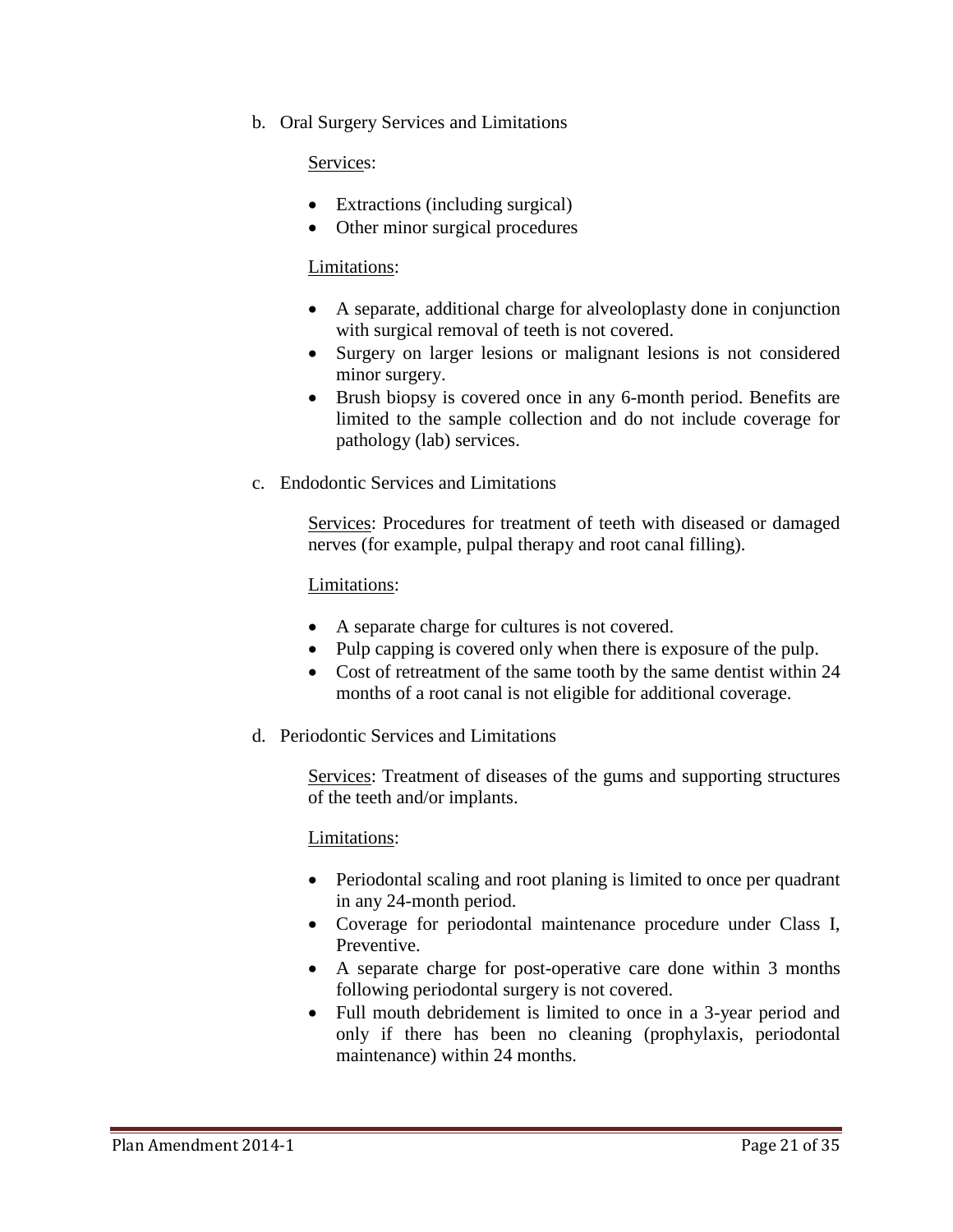b. Oral Surgery Services and Limitations

<u>Services</u>:

- Extractions (including surgical)
- Other minor surgical procedures

<u>Limitations</u>:

- A separate, additional charge for alveoloplasty done in conjunction with surgical removal of teeth is not covered.
- Surgery on larger lesions or malignant lesions is not considered minor surgery.
- Brush biopsy is covered once in any 6-month period. Benefits are limited to the sample collection and do not include coverage for pathology (lab) services.

c. Endodontic Services and Limitations

<u>Services</u>: Procedures for treatment of teeth with diseased or damaged nerves (for example, pulpal therapy and root canal filling).

<u>Limitations</u>:

- A separate charge for cultures is not covered.
- Pulp capping is covered only when there is exposure of the pulp.
- Cost of retreatment of the same tooth by the same dentist within 24 months of a root canal is not eligible for additional coverage.

d. Periodontic Services and Limitations

<u>Services</u>: Treatment of diseases of the gums and supporting structures of the teeth and/or implants.

<u>Limitations</u>:

- Periodontal scaling and root planing is limited to once per quadrant in any 24-month period.
- Coverage for periodontal maintenance procedure under Class I, Preventive.
- A separate charge for post-operative care done within 3 months following periodontal surgery is not covered.
- Full mouth debridement is limited to once in a 3-year period and only if there has been no cleaning (prophylaxis, periodontal maintenance) within 24 months.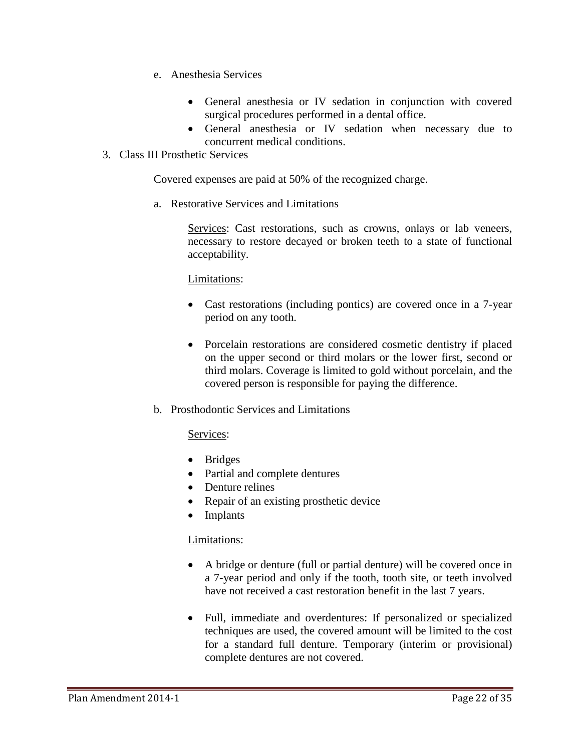e. Anesthesia Services

- General anesthesia or IV sedation in conjunction with covered surgical procedures performed in a dental office.
- General anesthesia or IV sedation when necessary due to concurrent medical conditions.

3. Class III Prosthetic Services

Covered expenses are paid at 50% of the recognized charge.

a. Restorative Services and Limitations

<u>Services</u>: Cast restorations, such as crowns, onlays or lab veneers, necessary to restore decayed or broken teeth to a state of functional acceptability.

<u>Limitations</u>:

- Cast restorations (including pontics) are covered once in a 7-year period on any tooth.
- Porcelain restorations are considered cosmetic dentistry if placed on the upper second or third molars or the lower first, second or third molars. Coverage is limited to gold without porcelain, and the covered person is responsible for paying the difference.

b. Prosthodontic Services and Limitations

<u>Services</u>:

- Bridges
- Partial and complete dentures
- Denture relines
- Repair of an existing prosthetic device
- Implants

<u>Limitations</u>:

- A bridge or denture (full or partial denture) will be covered once in a 7-year period and only if the tooth, tooth site, or teeth involved have not received a cast restoration benefit in the last 7 years.
- Full, immediate and overdentures: If personalized or specialized techniques are used, the covered amount will be limited to the cost for a standard full denture. Temporary (interim or provisional) complete dentures are not covered.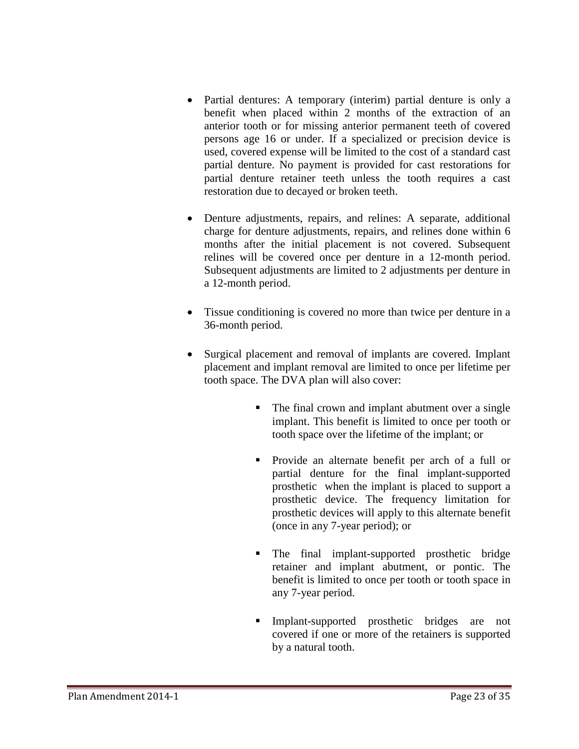- Partial dentures: A temporary (interim) partial denture is only a benefit when placed within 2 months of the extraction of an anterior tooth or for missing anterior permanent teeth of covered persons age 16 or under. If a specialized or precision device is used, covered expense will be limited to the cost of a standard cast partial denture. No payment is provided for cast restorations for partial denture retainer teeth unless the tooth requires a cast restoration due to decayed or broken teeth.

- Denture adjustments, repairs, and relines: A separate, additional charge for denture adjustments, repairs, and relines done within 6 months after the initial placement is not covered. Subsequent relines will be covered once per denture in a 12-month period. Subsequent adjustments are limited to 2 adjustments per denture in a 12-month period.

- Tissue conditioning is covered no more than twice per denture in a 36-month period.

- Surgical placement and removal of implants are covered. Implant placement and implant removal are limited to once per lifetime per tooth space. The DVA plan will also cover:

    - The final crown and implant abutment over a single implant. This benefit is limited to once per tooth or tooth space over the lifetime of the implant; or

    - Provide an alternate benefit per arch of a full or partial denture for the final implant-supported prosthetic when the implant is placed to support a prosthetic device. The frequency limitation for prosthetic devices will apply to this alternate benefit (once in any 7-year period); or

    - The final implant-supported prosthetic bridge retainer and implant abutment, or pontic. The benefit is limited to once per tooth or tooth space in any 7-year period.

    - Implant-supported prosthetic bridges are not covered if one or more of the retainers is supported by a natural tooth.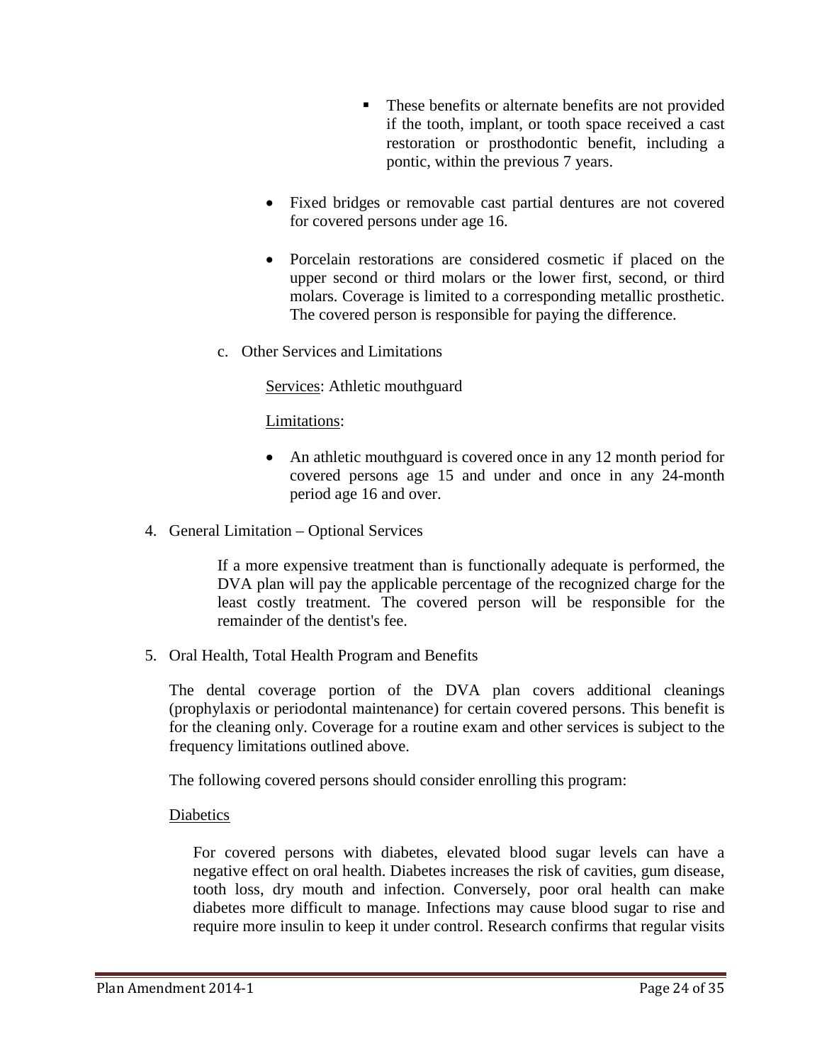- These benefits or alternate benefits are not provided if the tooth, implant, or tooth space received a cast restoration or prosthodontic benefit, including a pontic, within the previous 7 years.

- Fixed bridges or removable cast partial dentures are not covered for covered persons under age 16.

- Porcelain restorations are considered cosmetic if placed on the upper second or third molars or the lower first, second, or third molars. Coverage is limited to a corresponding metallic prosthetic. The covered person is responsible for paying the difference.

c. Other Services and Limitations

<u>Services</u>: Athletic mouthguard

<u>Limitations</u>:

- An athletic mouthguard is covered once in any 12 month period for covered persons age 15 and under and once in any 24-month period age 16 and over.

4. General Limitation – Optional Services

If a more expensive treatment than is functionally adequate is performed, the DVA plan will pay the applicable percentage of the recognized charge for the least costly treatment. The covered person will be responsible for the remainder of the dentist's fee.

5. Oral Health, Total Health Program and Benefits

The dental coverage portion of the DVA plan covers additional cleanings (prophylaxis or periodontal maintenance) for certain covered persons. This benefit is for the cleaning only. Coverage for a routine exam and other services is subject to the frequency limitations outlined above.

The following covered persons should consider enrolling this program:

<u>Diabetics</u>

For covered persons with diabetes, elevated blood sugar levels can have a negative effect on oral health. Diabetes increases the risk of cavities, gum disease, tooth loss, dry mouth and infection. Conversely, poor oral health can make diabetes more difficult to manage. Infections may cause blood sugar to rise and require more insulin to keep it under control. Research confirms that regular visits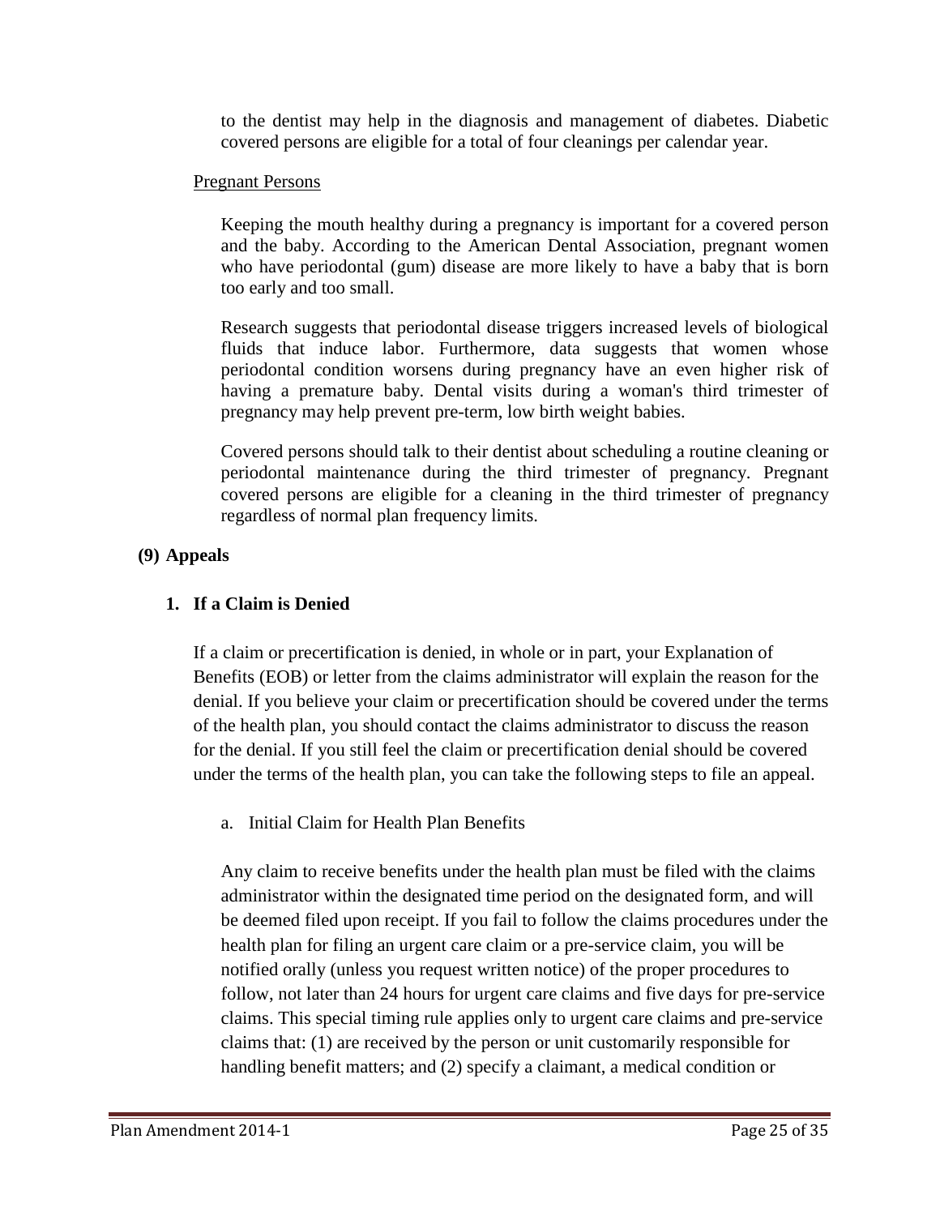to the dentist may help in the diagnosis and management of diabetes. Diabetic covered persons are eligible for a total of four cleanings per calendar year.

Pregnant Persons

Keeping the mouth healthy during a pregnancy is important for a covered person and the baby. According to the American Dental Association, pregnant women who have periodontal (gum) disease are more likely to have a baby that is born too early and too small.

Research suggests that periodontal disease triggers increased levels of biological fluids that induce labor. Furthermore, data suggests that women whose periodontal condition worsens during pregnancy have an even higher risk of having a premature baby. Dental visits during a woman's third trimester of pregnancy may help prevent pre-term, low birth weight babies.

Covered persons should talk to their dentist about scheduling a routine cleaning or periodontal maintenance during the third trimester of pregnancy. Pregnant covered persons are eligible for a cleaning in the third trimester of pregnancy regardless of normal plan frequency limits.

## (9) Appeals

### 1. If a Claim is Denied

If a claim or precertification is denied, in whole or in part, your Explanation of Benefits (EOB) or letter from the claims administrator will explain the reason for the denial. If you believe your claim or precertification should be covered under the terms of the health plan, you should contact the claims administrator to discuss the reason for the denial. If you still feel the claim or precertification denial should be covered under the terms of the health plan, you can take the following steps to file an appeal.

a. Initial Claim for Health Plan Benefits

Any claim to receive benefits under the health plan must be filed with the claims administrator within the designated time period on the designated form, and will be deemed filed upon receipt. If you fail to follow the claims procedures under the health plan for filing an urgent care claim or a pre-service claim, you will be notified orally (unless you request written notice) of the proper procedures to follow, not later than 24 hours for urgent care claims and five days for pre-service claims. This special timing rule applies only to urgent care claims and pre-service claims that: (1) are received by the person or unit customarily responsible for handling benefit matters; and (2) specify a claimant, a medical condition or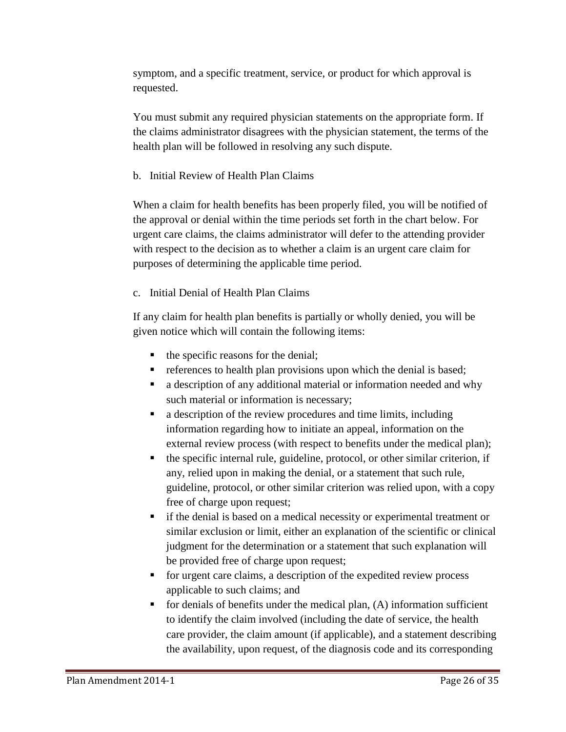symptom, and a specific treatment, service, or product for which approval is requested.

You must submit any required physician statements on the appropriate form. If the claims administrator disagrees with the physician statement, the terms of the health plan will be followed in resolving any such dispute.

b. Initial Review of Health Plan Claims

When a claim for health benefits has been properly filed, you will be notified of the approval or denial within the time periods set forth in the chart below. For urgent care claims, the claims administrator will defer to the attending provider with respect to the decision as to whether a claim is an urgent care claim for purposes of determining the applicable time period.

c. Initial Denial of Health Plan Claims

If any claim for health plan benefits is partially or wholly denied, you will be given notice which will contain the following items:

- the specific reasons for the denial;
- references to health plan provisions upon which the denial is based;
- a description of any additional material or information needed and why such material or information is necessary;
- a description of the review procedures and time limits, including information regarding how to initiate an appeal, information on the external review process (with respect to benefits under the medical plan);
- the specific internal rule, guideline, protocol, or other similar criterion, if any, relied upon in making the denial, or a statement that such rule, guideline, protocol, or other similar criterion was relied upon, with a copy free of charge upon request;
- if the denial is based on a medical necessity or experimental treatment or similar exclusion or limit, either an explanation of the scientific or clinical judgment for the determination or a statement that such explanation will be provided free of charge upon request;
- for urgent care claims, a description of the expedited review process applicable to such claims; and
- for denials of benefits under the medical plan, (A) information sufficient to identify the claim involved (including the date of service, the health care provider, the claim amount (if applicable), and a statement describing the availability, upon request, of the diagnosis code and its corresponding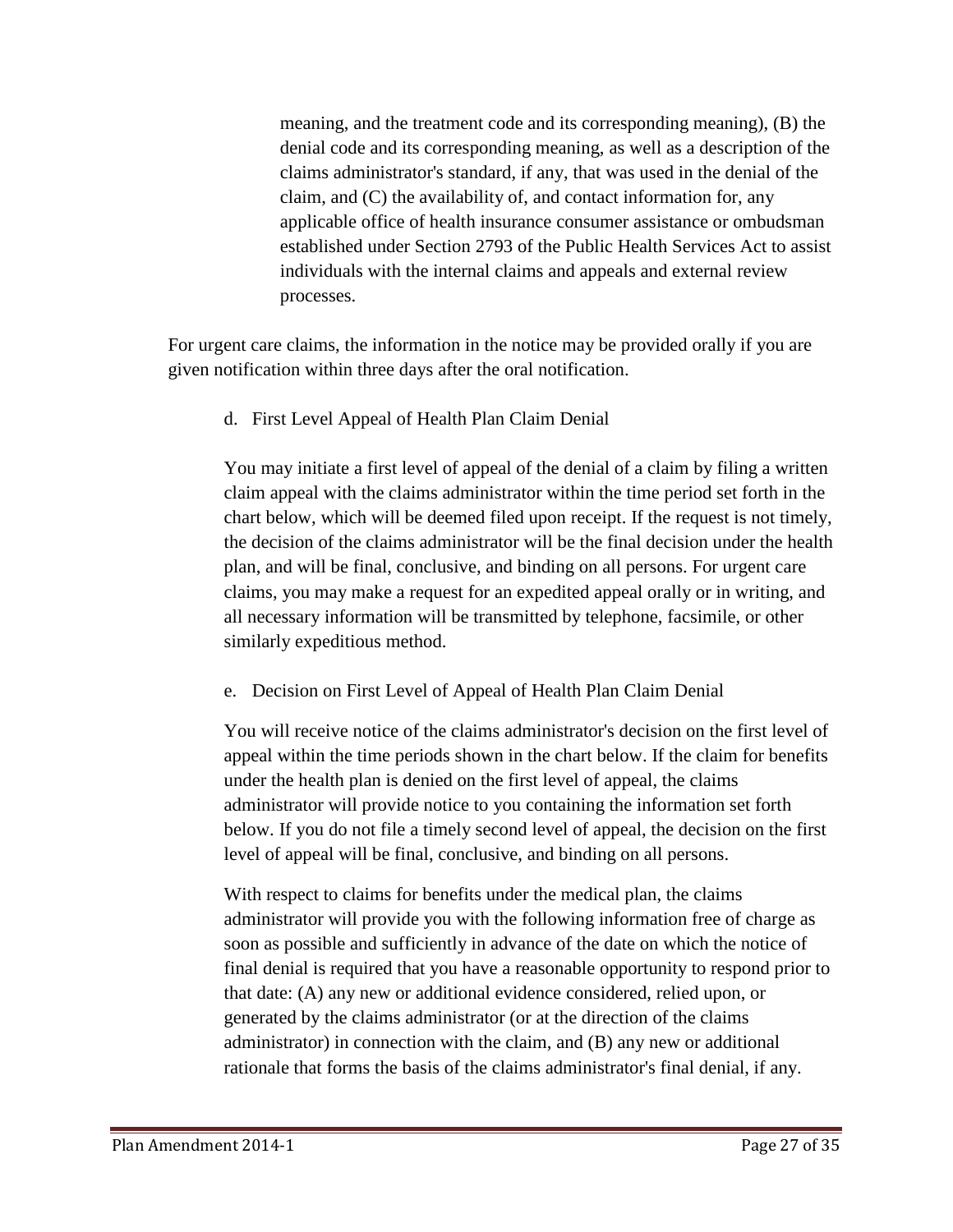meaning, and the treatment code and its corresponding meaning), (B) the denial code and its corresponding meaning, as well as a description of the claims administrator's standard, if any, that was used in the denial of the claim, and (C) the availability of, and contact information for, any applicable office of health insurance consumer assistance or ombudsman established under Section 2793 of the Public Health Services Act to assist individuals with the internal claims and appeals and external review processes.

For urgent care claims, the information in the notice may be provided orally if you are given notification within three days after the oral notification.

d. First Level Appeal of Health Plan Claim Denial

You may initiate a first level of appeal of the denial of a claim by filing a written claim appeal with the claims administrator within the time period set forth in the chart below, which will be deemed filed upon receipt. If the request is not timely, the decision of the claims administrator will be the final decision under the health plan, and will be final, conclusive, and binding on all persons. For urgent care claims, you may make a request for an expedited appeal orally or in writing, and all necessary information will be transmitted by telephone, facsimile, or other similarly expeditious method.

e. Decision on First Level of Appeal of Health Plan Claim Denial

You will receive notice of the claims administrator's decision on the first level of appeal within the time periods shown in the chart below. If the claim for benefits under the health plan is denied on the first level of appeal, the claims administrator will provide notice to you containing the information set forth below. If you do not file a timely second level of appeal, the decision on the first level of appeal will be final, conclusive, and binding on all persons.

With respect to claims for benefits under the medical plan, the claims administrator will provide you with the following information free of charge as soon as possible and sufficiently in advance of the date on which the notice of final denial is required that you have a reasonable opportunity to respond prior to that date: (A) any new or additional evidence considered, relied upon, or generated by the claims administrator (or at the direction of the claims administrator) in connection with the claim, and (B) any new or additional rationale that forms the basis of the claims administrator's final denial, if any.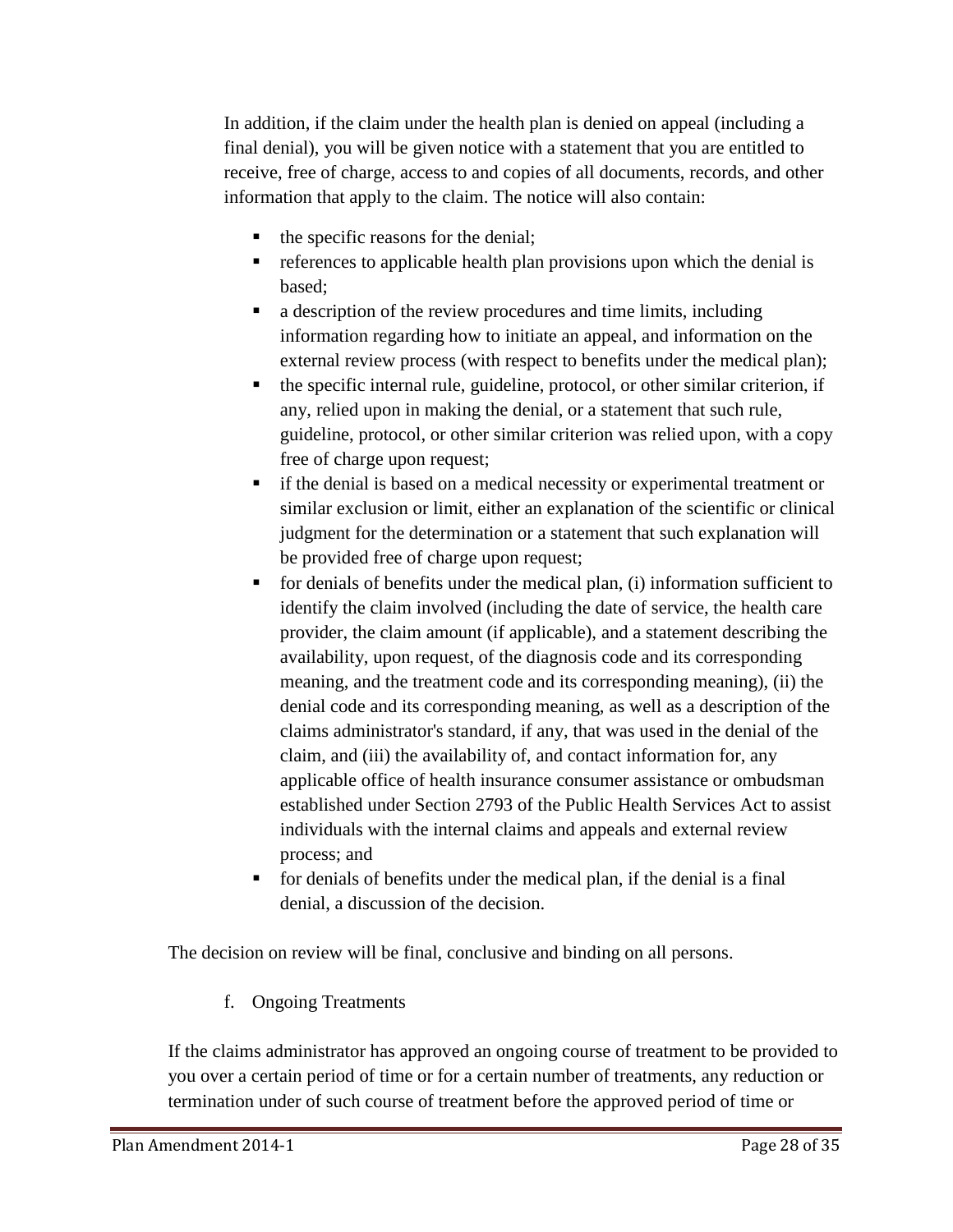In addition, if the claim under the health plan is denied on appeal (including a final denial), you will be given notice with a statement that you are entitled to receive, free of charge, access to and copies of all documents, records, and other information that apply to the claim. The notice will also contain:

- the specific reasons for the denial;
- references to applicable health plan provisions upon which the denial is based;
- a description of the review procedures and time limits, including information regarding how to initiate an appeal, and information on the external review process (with respect to benefits under the medical plan);
- the specific internal rule, guideline, protocol, or other similar criterion, if any, relied upon in making the denial, or a statement that such rule, guideline, protocol, or other similar criterion was relied upon, with a copy free of charge upon request;
- if the denial is based on a medical necessity or experimental treatment or similar exclusion or limit, either an explanation of the scientific or clinical judgment for the determination or a statement that such explanation will be provided free of charge upon request;
- for denials of benefits under the medical plan, (i) information sufficient to identify the claim involved (including the date of service, the health care provider, the claim amount (if applicable), and a statement describing the availability, upon request, of the diagnosis code and its corresponding meaning, and the treatment code and its corresponding meaning), (ii) the denial code and its corresponding meaning, as well as a description of the claims administrator's standard, if any, that was used in the denial of the claim, and (iii) the availability of, and contact information for, any applicable office of health insurance consumer assistance or ombudsman established under Section 2793 of the Public Health Services Act to assist individuals with the internal claims and appeals and external review process; and
- for denials of benefits under the medical plan, if the denial is a final denial, a discussion of the decision.

The decision on review will be final, conclusive and binding on all persons.

f. Ongoing Treatments

If the claims administrator has approved an ongoing course of treatment to be provided to you over a certain period of time or for a certain number of treatments, any reduction or termination under of such course of treatment before the approved period of time or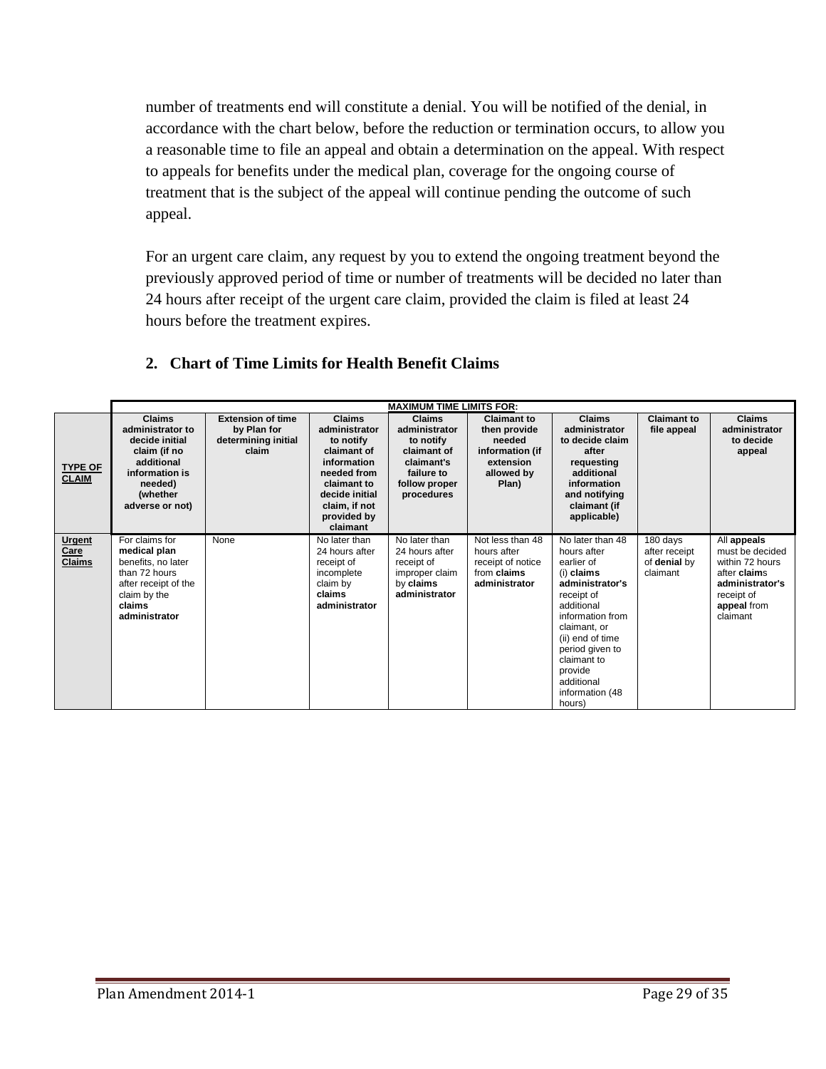number of treatments end will constitute a denial. You will be notified of the denial, in accordance with the chart below, before the reduction or termination occurs, to allow you a reasonable time to file an appeal and obtain a determination on the appeal. With respect to appeals for benefits under the medical plan, coverage for the ongoing course of treatment that is the subject of the appeal will continue pending the outcome of such appeal.

For an urgent care claim, any request by you to extend the ongoing treatment beyond the previously approved period of time or number of treatments will be decided no later than 24 hours after receipt of the urgent care claim, provided the claim is filed at least 24 hours before the treatment expires.

## 2. Chart of Time Limits for Health Benefit Claims

| | MAXIMUM TIME LIMITS FOR: | | | | | | | |
|---|---|---|---|---|---|---|---|---|
| **TYPE OF CLAIM** | **Claims administrator to decide initial claim (if no additional information is needed) (whether adverse or not)** | **Extension of time by Plan for determining initial claim** | **Claims administrator to notify claimant of information needed from claimant to decide initial claim, if not provided by claimant** | **Claims administrator to notify claimant of claimant's failure to follow proper procedures** | **Claimant to then provide needed information (if extension allowed by Plan)** | **Claims administrator to decide claim after requesting additional information and notifying claimant (if applicable)** | **Claimant to file appeal** | **Claims administrator to decide appeal** |
| **Urgent Care Claims** | For claims for **medical plan** benefits, no later than 72 hours after receipt of the claim by the **claims administrator** | None | No later than 24 hours after receipt of incomplete claim by **claims administrator** | No later than 24 hours after receipt of improper claim by **claims administrator** | Not less than 48 hours after receipt of notice from **claims administrator** | No later than 48 hours after earlier of (i) **claims administrator's** receipt of additional information from claimant, or (ii) end of time period given to claimant to provide additional information (48 hours) | 180 days after receipt of **denial** by claimant | All **appeals** must be decided within 72 hours after **claims administrator's** receipt of **appeal** from claimant |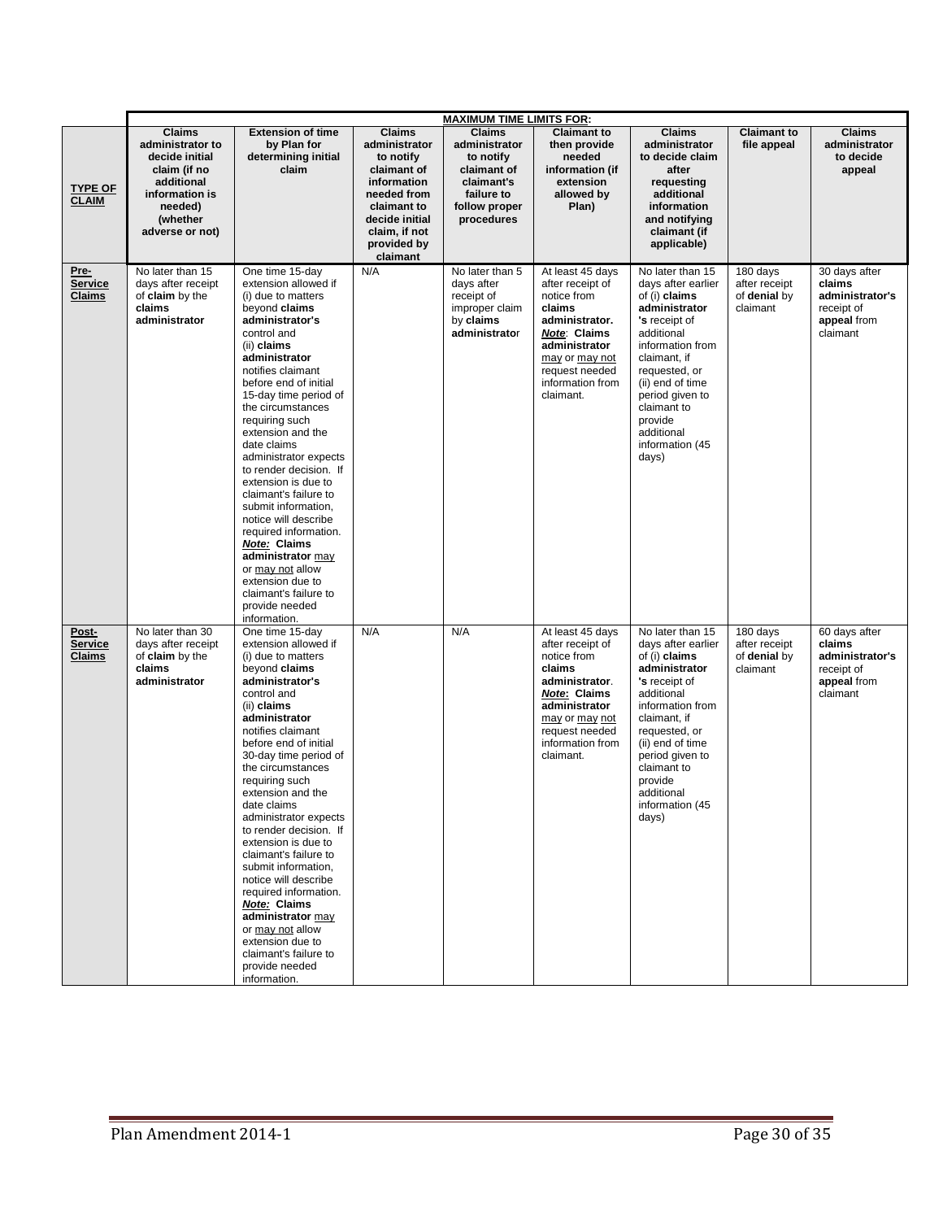| | MAXIMUM TIME LIMITS FOR: | | | | | | | |
|---|---|---|---|---|---|---|---|---|
| **TYPE OF CLAIM** | **Claims administrator to decide initial claim (if no additional information is needed) (whether adverse or not)** | **Extension of time by Plan for determining initial claim** | **Claims administrator to notify claimant of information needed from claimant to decide initial claim, if not provided by claimant** | **Claims administrator to notify claimant of claimant's failure to follow proper procedures** | **Claimant to then provide needed information (if extension allowed by Plan)** | **Claims administrator to decide claim after requesting additional information and notifying claimant (if applicable)** | **Claimant to file appeal** | **Claims administrator to decide appeal** |
| **Pre-Service Claims** | No later than 15 days after receipt of **claim** by the **claims administrator** | One time 15-day extension allowed if (i) due to matters beyond **claims administrator's** control and (ii) **claims administrator** notifies claimant before end of initial 15-day time period of the circumstances requiring such extension and the date claims administrator expects to render decision. If extension is due to claimant's failure to submit information, notice will describe required information. ***Note:*** **Claims administrator** may or may not allow extension due to claimant's failure to provide needed information. | N/A | No later than 5 days after receipt of improper claim by **claims administrator** | At least 45 days after receipt of notice from **claims administrator.** ***Note:*** **Claims administrator** may or may not request needed information from claimant. | No later than 15 days after earlier of (i) **claims administrator's** receipt of additional information from claimant, if requested, or (ii) end of time period given to claimant to provide additional information (45 days) | 180 days after receipt of **denial** by claimant | 30 days after **claims administrator's** receipt of **appeal** from claimant |
| **Post-Service Claims** | No later than 30 days after receipt of **claim** by the **claims administrator** | One time 15-day extension allowed if (i) due to matters beyond **claims administrator's** control and (ii) **claims administrator** notifies claimant before end of initial 30-day time period of the circumstances requiring such extension and the date claims administrator expects to render decision. If extension is due to claimant's failure to submit information, notice will describe required information. ***Note:*** **Claims administrator** may or may not allow extension due to claimant's failure to provide needed information. | N/A | N/A | At least 45 days after receipt of notice from **claims administrator**. ***Note:*** **Claims administrator** may or may not request needed information from claimant. | No later than 15 days after earlier of (i) **claims administrator's** receipt of additional information from claimant, if requested, or (ii) end of time period given to claimant to provide additional information (45 days) | 180 days after receipt of **denial** by claimant | 60 days after **claims administrator's** receipt of **appeal** from claimant |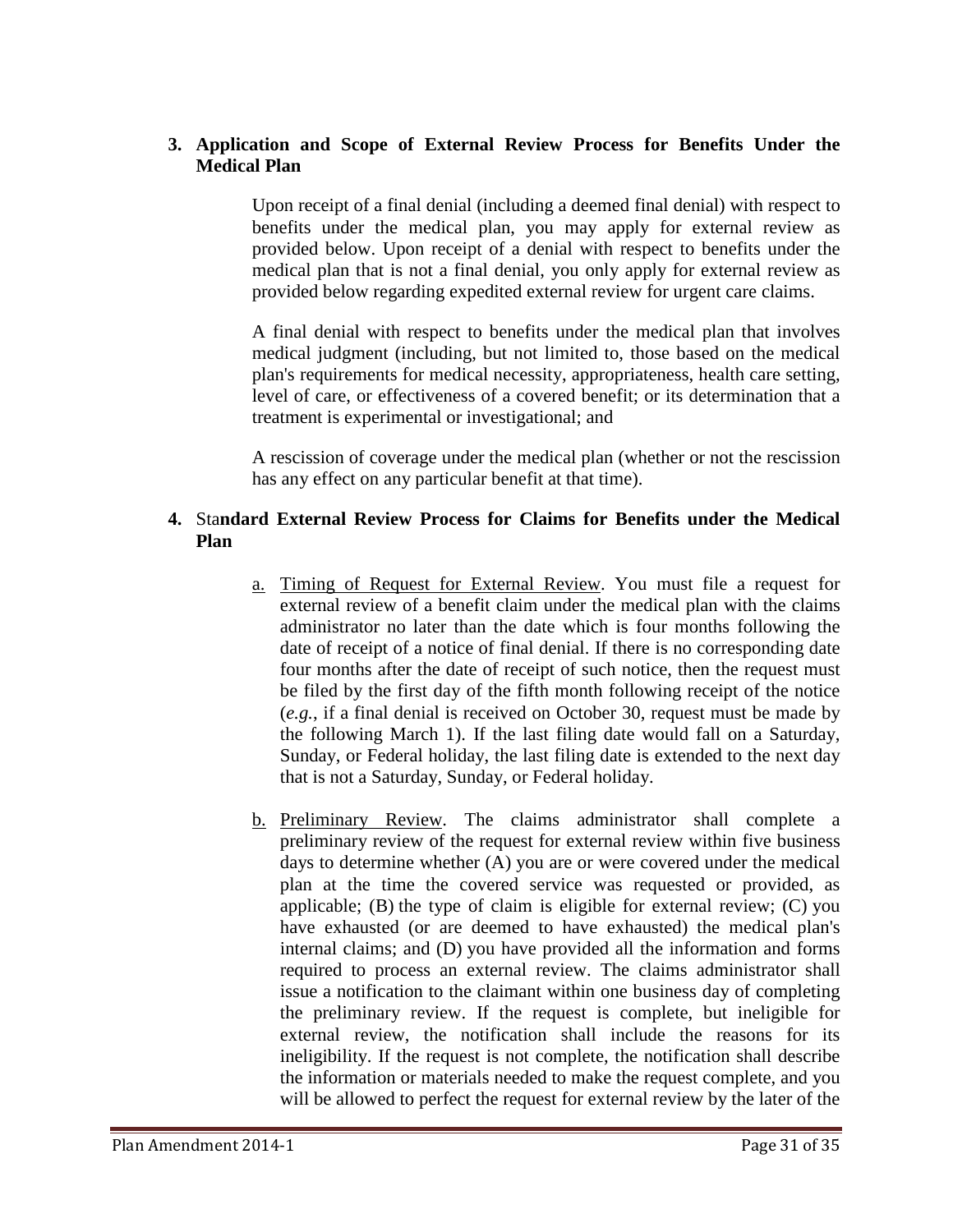**3. Application and Scope of External Review Process for Benefits Under the Medical Plan**

Upon receipt of a final denial (including a deemed final denial) with respect to benefits under the medical plan, you may apply for external review as provided below. Upon receipt of a denial with respect to benefits under the medical plan that is not a final denial, you only apply for external review as provided below regarding expedited external review for urgent care claims.

A final denial with respect to benefits under the medical plan that involves medical judgment (including, but not limited to, those based on the medical plan's requirements for medical necessity, appropriateness, health care setting, level of care, or effectiveness of a covered benefit; or its determination that a treatment is experimental or investigational; and

A rescission of coverage under the medical plan (whether or not the rescission has any effect on any particular benefit at that time).

**4. Standard External Review Process for Claims for Benefits under the Medical Plan**

a. Timing of Request for External Review. You must file a request for external review of a benefit claim under the medical plan with the claims administrator no later than the date which is four months following the date of receipt of a notice of final denial. If there is no corresponding date four months after the date of receipt of such notice, then the request must be filed by the first day of the fifth month following receipt of the notice (*e.g.*, if a final denial is received on October 30, request must be made by the following March 1). If the last filing date would fall on a Saturday, Sunday, or Federal holiday, the last filing date is extended to the next day that is not a Saturday, Sunday, or Federal holiday.

b. Preliminary Review. The claims administrator shall complete a preliminary review of the request for external review within five business days to determine whether (A) you are or were covered under the medical plan at the time the covered service was requested or provided, as applicable; (B) the type of claim is eligible for external review; (C) you have exhausted (or are deemed to have exhausted) the medical plan's internal claims; and (D) you have provided all the information and forms required to process an external review. The claims administrator shall issue a notification to the claimant within one business day of completing the preliminary review. If the request is complete, but ineligible for external review, the notification shall include the reasons for its ineligibility. If the request is not complete, the notification shall describe the information or materials needed to make the request complete, and you will be allowed to perfect the request for external review by the later of the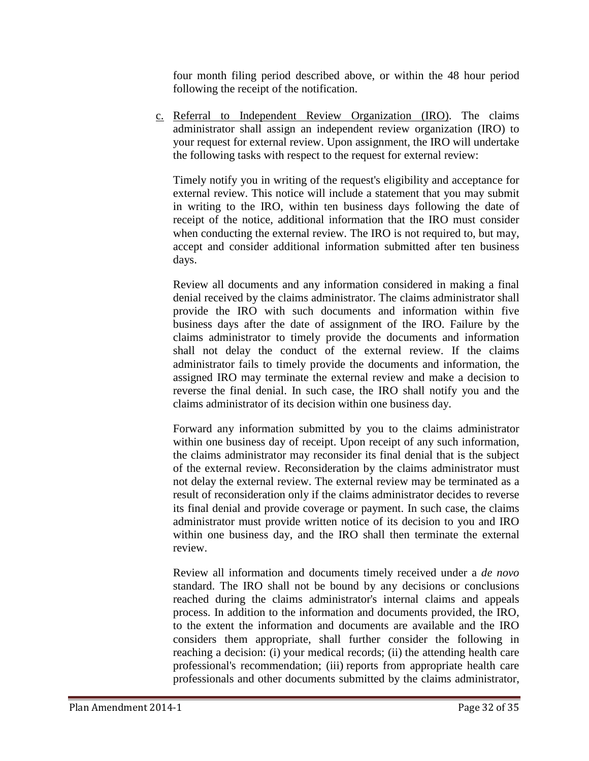four month filing period described above, or within the 48 hour period following the receipt of the notification.

c. Referral to Independent Review Organization (IRO). The claims administrator shall assign an independent review organization (IRO) to your request for external review. Upon assignment, the IRO will undertake the following tasks with respect to the request for external review:

   Timely notify you in writing of the request's eligibility and acceptance for external review. This notice will include a statement that you may submit in writing to the IRO, within ten business days following the date of receipt of the notice, additional information that the IRO must consider when conducting the external review. The IRO is not required to, but may, accept and consider additional information submitted after ten business days.

   Review all documents and any information considered in making a final denial received by the claims administrator. The claims administrator shall provide the IRO with such documents and information within five business days after the date of assignment of the IRO. Failure by the claims administrator to timely provide the documents and information shall not delay the conduct of the external review. If the claims administrator fails to timely provide the documents and information, the assigned IRO may terminate the external review and make a decision to reverse the final denial. In such case, the IRO shall notify you and the claims administrator of its decision within one business day.

   Forward any information submitted by you to the claims administrator within one business day of receipt. Upon receipt of any such information, the claims administrator may reconsider its final denial that is the subject of the external review. Reconsideration by the claims administrator must not delay the external review. The external review may be terminated as a result of reconsideration only if the claims administrator decides to reverse its final denial and provide coverage or payment. In such case, the claims administrator must provide written notice of its decision to you and IRO within one business day, and the IRO shall then terminate the external review.

   Review all information and documents timely received under a *de novo* standard. The IRO shall not be bound by any decisions or conclusions reached during the claims administrator's internal claims and appeals process. In addition to the information and documents provided, the IRO, to the extent the information and documents are available and the IRO considers them appropriate, shall further consider the following in reaching a decision: (i) your medical records; (ii) the attending health care professional's recommendation; (iii) reports from appropriate health care professionals and other documents submitted by the claims administrator,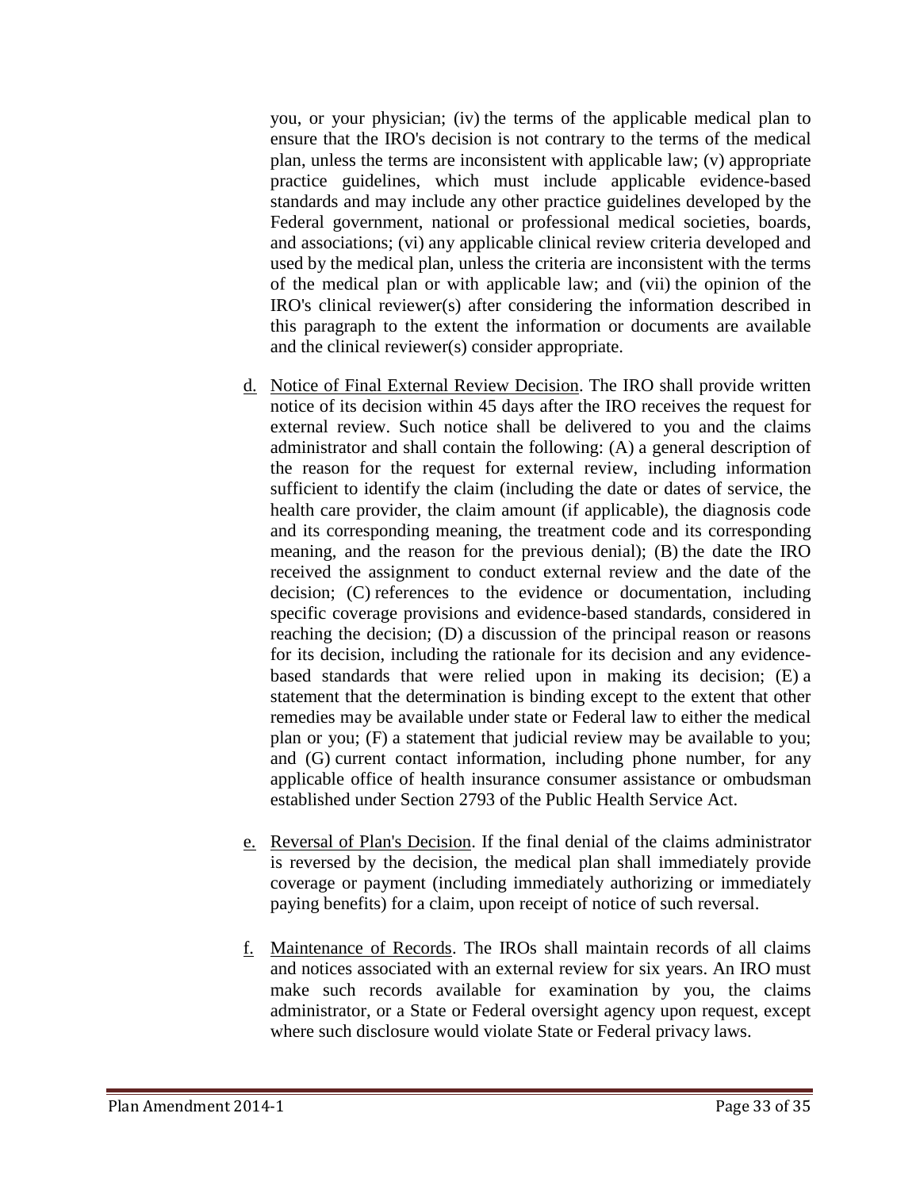you, or your physician; (iv) the terms of the applicable medical plan to ensure that the IRO's decision is not contrary to the terms of the medical plan, unless the terms are inconsistent with applicable law; (v) appropriate practice guidelines, which must include applicable evidence-based standards and may include any other practice guidelines developed by the Federal government, national or professional medical societies, boards, and associations; (vi) any applicable clinical review criteria developed and used by the medical plan, unless the criteria are inconsistent with the terms of the medical plan or with applicable law; and (vii) the opinion of the IRO's clinical reviewer(s) after considering the information described in this paragraph to the extent the information or documents are available and the clinical reviewer(s) consider appropriate.

d. Notice of Final External Review Decision. The IRO shall provide written notice of its decision within 45 days after the IRO receives the request for external review. Such notice shall be delivered to you and the claims administrator and shall contain the following: (A) a general description of the reason for the request for external review, including information sufficient to identify the claim (including the date or dates of service, the health care provider, the claim amount (if applicable), the diagnosis code and its corresponding meaning, the treatment code and its corresponding meaning, and the reason for the previous denial); (B) the date the IRO received the assignment to conduct external review and the date of the decision; (C) references to the evidence or documentation, including specific coverage provisions and evidence-based standards, considered in reaching the decision; (D) a discussion of the principal reason or reasons for its decision, including the rationale for its decision and any evidence-based standards that were relied upon in making its decision; (E) a statement that the determination is binding except to the extent that other remedies may be available under state or Federal law to either the medical plan or you; (F) a statement that judicial review may be available to you; and (G) current contact information, including phone number, for any applicable office of health insurance consumer assistance or ombudsman established under Section 2793 of the Public Health Service Act.

e. Reversal of Plan's Decision. If the final denial of the claims administrator is reversed by the decision, the medical plan shall immediately provide coverage or payment (including immediately authorizing or immediately paying benefits) for a claim, upon receipt of notice of such reversal.

f. Maintenance of Records. The IROs shall maintain records of all claims and notices associated with an external review for six years. An IRO must make such records available for examination by you, the claims administrator, or a State or Federal oversight agency upon request, except where such disclosure would violate State or Federal privacy laws.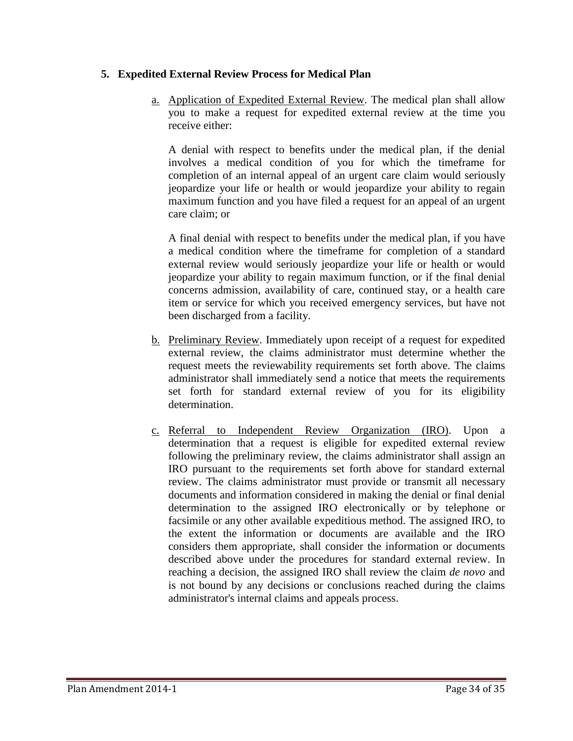**5. Expedited External Review Process for Medical Plan**

a. Application of Expedited External Review. The medical plan shall allow you to make a request for expedited external review at the time you receive either:

A denial with respect to benefits under the medical plan, if the denial involves a medical condition of you for which the timeframe for completion of an internal appeal of an urgent care claim would seriously jeopardize your life or health or would jeopardize your ability to regain maximum function and you have filed a request for an appeal of an urgent care claim; or

A final denial with respect to benefits under the medical plan, if you have a medical condition where the timeframe for completion of a standard external review would seriously jeopardize your life or health or would jeopardize your ability to regain maximum function, or if the final denial concerns admission, availability of care, continued stay, or a health care item or service for which you received emergency services, but have not been discharged from a facility.

b. Preliminary Review. Immediately upon receipt of a request for expedited external review, the claims administrator must determine whether the request meets the reviewability requirements set forth above. The claims administrator shall immediately send a notice that meets the requirements set forth for standard external review of you for its eligibility determination.

c. Referral to Independent Review Organization (IRO). Upon a determination that a request is eligible for expedited external review following the preliminary review, the claims administrator shall assign an IRO pursuant to the requirements set forth above for standard external review. The claims administrator must provide or transmit all necessary documents and information considered in making the denial or final denial determination to the assigned IRO electronically or by telephone or facsimile or any other available expeditious method. The assigned IRO, to the extent the information or documents are available and the IRO considers them appropriate, shall consider the information or documents described above under the procedures for standard external review. In reaching a decision, the assigned IRO shall review the claim *de novo* and is not bound by any decisions or conclusions reached during the claims administrator's internal claims and appeals process.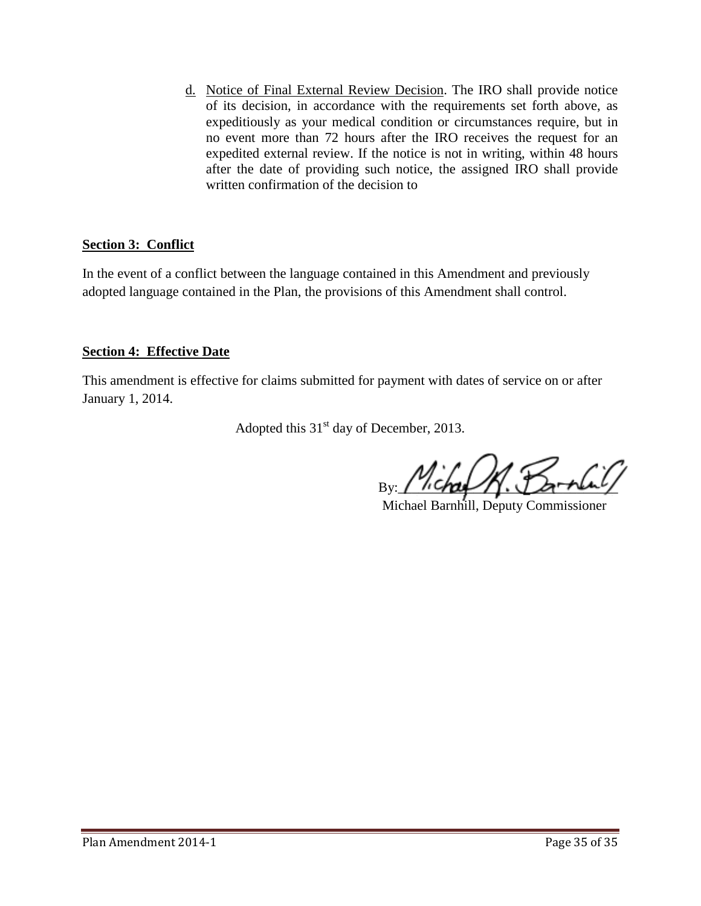d. Notice of Final External Review Decision. The IRO shall provide notice of its decision, in accordance with the requirements set forth above, as expeditiously as your medical condition or circumstances require, but in no event more than 72 hours after the IRO receives the request for an expedited external review. If the notice is not in writing, within 48 hours after the date of providing such notice, the assigned IRO shall provide written confirmation of the decision to

**Section 3: Conflict**

In the event of a conflict between the language contained in this Amendment and previously adopted language contained in the Plan, the provisions of this Amendment shall control.

**Section 4: Effective Date**

This amendment is effective for claims submitted for payment with dates of service on or after January 1, 2014.

Adopted this 31st day of December, 2013.

By: ______________________________

Michael Barnhill, Deputy Commissioner